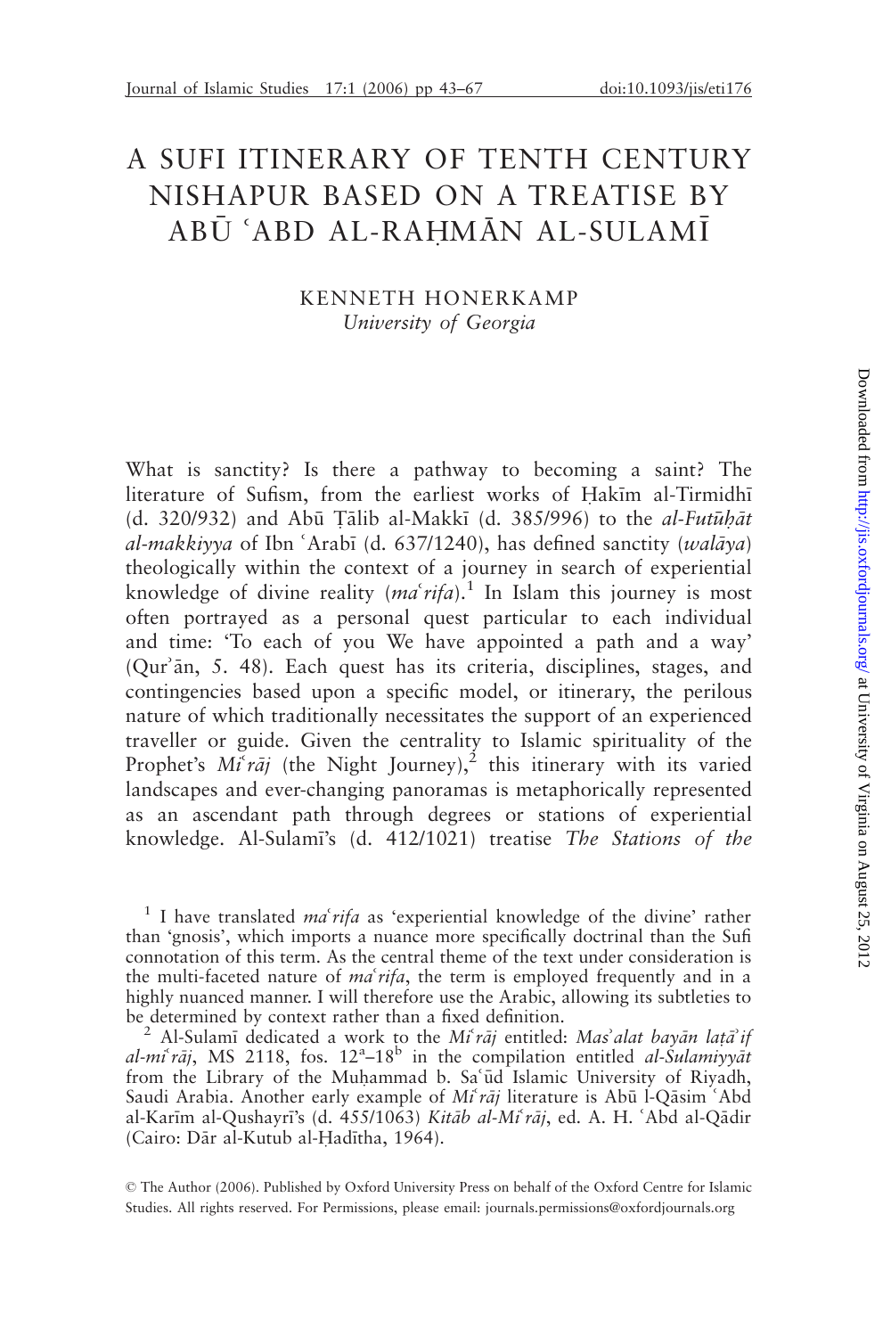# A SUFI ITINERARY OF TENTH CENTURY NISHAPUR BASED ON A TREATISE BY ABŪ ʿABD AL-RAḤMĀN AL-SULAMĪ

KENNETH HONERKAMP
*University of Georgia*

What is sanctity? Is there a pathway to becoming a saint? The literature of Sufism, from the earliest works of Ḥakīm al-Tirmidhī (d. 320/932) and Abū Ṭālib al-Makkī (d. 385/996) to the *al-Futūḥāt al-makkiyya* of Ibn ʿArabī (d. 637/1240), has defined sanctity (*walāya*) theologically within the context of a journey in search of experiential knowledge of divine reality (*maʿrifa*).[1] In Islam this journey is most often portrayed as a personal quest particular to each individual and time: 'To each of you We have appointed a path and a way' (Qurʾān, 5. 48). Each quest has its criteria, disciplines, stages, and contingencies based upon a specific model, or itinerary, the perilous nature of which traditionally necessitates the support of an experienced traveller or guide. Given the centrality to Islamic spirituality of the Prophet's *Miʿrāj* (the Night Journey),[2] this itinerary with its varied landscapes and ever-changing panoramas is metaphorically represented as an ascendant path through degrees or stations of experiential knowledge. Al-Sulamī's (d. 412/1021) treatise *The Stations of the*

[1] I have translated *maʿrifa* as 'experiential knowledge of the divine' rather than 'gnosis', which imports a nuance more specifically doctrinal than the Sufi connotation of this term. As the central theme of the text under consideration is the multi-faceted nature of *maʿrifa*, the term is employed frequently and in a highly nuanced manner. I will therefore use the Arabic, allowing its subtleties to be determined by context rather than a fixed definition.

[2] Al-Sulamī dedicated a work to the *Miʿrāj* entitled: *Masʾalat bayān laṭāʾif al-miʿrāj*, MS 2118, fos. 12[a]–18[b] in the compilation entitled *al-Sulamiyyāt* from the Library of the Muḥammad b. Saʿūd Islamic University of Riyadh, Saudi Arabia. Another early example of *Miʿrāj* literature is Abū l-Qāsim ʿAbd al-Karīm al-Qushayrī's (d. 455/1063) *Kitāb al-Miʿrāj*, ed. A. H. ʿAbd al-Qādir (Cairo: Dār al-Kutub al-Ḥadītha, 1964).

© The Author (2006). Published by Oxford University Press on behalf of the Oxford Centre for Islamic Studies. All rights reserved. For Permissions, please email: journals.permissions@oxfordjournals.org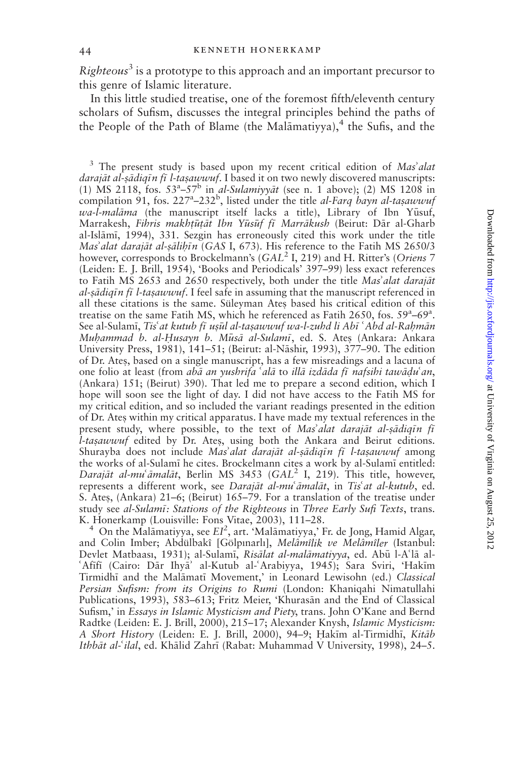*Righteous*[3] is a prototype to this approach and an important precursor to this genre of Islamic literature.

In this little studied treatise, one of the foremost fifth/eleventh century scholars of Sufism, discusses the integral principles behind the paths of the People of the Path of Blame (the Malāmatiyya),[4] the Sufis, and the

[3] The present study is based upon my recent critical edition of *Masʾalat darajāt al-ṣādiqīn fī l-taṣawwuf*. I based it on two newly discovered manuscripts: (1) MS 2118, fos. 53[a]–57[b] in *al-Sulamiyyāt* (see n. 1 above); (2) MS 1208 in compilation 91, fos. 227[a]–232[b], listed under the title *al-Farq bayn al-taṣawwuf wa-l-malāma* (the manuscript itself lacks a title), Library of Ibn Yūsuf, Marrakesh, *Fihris makhṭūṭāt Ibn Yūsuf fī Marrākush* (Beirut: Dār al-Gharb al-Islāmī, 1994), 331. Sezgin has erroneously cited this work under the title *Masʾalat darajāt al-ṣāliḥīn* (*GAS* I, 673). His reference to the Fatih MS 2650/3 however, corresponds to Brockelmann's (*GAL*[2] I, 219) and H. Ritter's (*Oriens* 7 (Leiden: E. J. Brill, 1954), 'Books and Periodicals' 397–99) less exact references to Fatih MS 2653 and 2650 respectively, both under the title *Masʾalat darajāt al-ṣādiqīn fī l-taṣawwuf*. I feel safe in assuming that the manuscript referenced in all these citations is the same. Süleyman Ateş based his critical edition of this treatise on the same Fatih MS, which he referenced as Fatih 2650, fos. 59[a]–69[a]. See al-Sulamī, *Tisʿat kutub fī uṣūl al-taṣawwuf wa-l-zuhd li Abī ʿAbd al-Raḥmān Muḥammad b. al-Ḥusayn b. Mūsā al-Sulamī*, ed. S. Ateş (Ankara: Ankara University Press, 1981), 141–51; (Beirut: al-Nāshir, 1993), 377–90. The edition of Dr. Ateş, based on a single manuscript, has a few misreadings and a lacuna of one folio at least (from *abā an yushrifa ʿalā* to *illā izdāda fī nafsihi tawāḍuʿan*, (Ankara) 151; (Beirut) 390). That led me to prepare a second edition, which I hope will soon see the light of day. I did not have access to the Fatih MS for my critical edition, and so included the variant readings presented in the edition of Dr. Ateş within my critical apparatus. I have made my textual references in the present study, where possible, to the text of *Masʾalat darajāt al-ṣādiqīn fī l-taṣawwuf* edited by Dr. Ateş, using both the Ankara and Beirut editions. Shurayba does not include *Masʾalat darajāt al-ṣādiqīn fī l-taṣawwuf* among the works of al-Sulamī he cites. Brockelmann cites a work by al-Sulamī entitled: *Darajāt al-muʿāmalāt*, Berlin MS 3453 (*GAL*[2] I, 219). This title, however, represents a different work, see *Darajāt al-muʿāmalāt*, in *Tisʿat al-kutub*, ed. S. Ateş, (Ankara) 21–6; (Beirut) 165–79. For a translation of the treatise under study see *al-Sulamī: Stations of the Righteous* in *Three Early Sufi Texts*, trans. K. Honerkamp (Louisville: Fons Vitae, 2003), 111–28.

[4] On the Malāmatiyya, see *EI*[2], art. 'Malāmatiyya,' Fr. de Jong, Hamid Algar, and Colin Imber; Abdülbakî [Gölpınarlı], *Melâmîlik ve Melâmîler* (Istanbul: Devlet Matbaası, 1931); al-Sulamī, *Risālat al-malāmatiyya*, ed. Abū l-Aʿlā al-ʿAfīfī (Cairo: Dār Ihyāʾ al-Kutub al-ʿArabiyya, 1945); Sara Sviri, 'Hakīm Tirmidhī and the Malāmatī Movement,' in Leonard Lewisohn (ed.) *Classical Persian Sufism: from its Origins to Rumi* (London: Khaniqahi Nimatullahi Publications, 1993), 583–613; Fritz Meier, 'Khurasān and the End of Classical Sufism,' in *Essays in Islamic Mysticism and Piety*, trans. John O'Kane and Bernd Radtke (Leiden: E. J. Brill, 2000), 215–17; Alexander Knysh, *Islamic Mysticism: A Short History* (Leiden: E. J. Brill, 2000), 94–9; Ḥakīm al-Tirmidhī, *Kitāb Ithbāt al-ʿilal*, ed. Khālid Zahrī (Rabat: Muhammad V University, 1998), 24–5.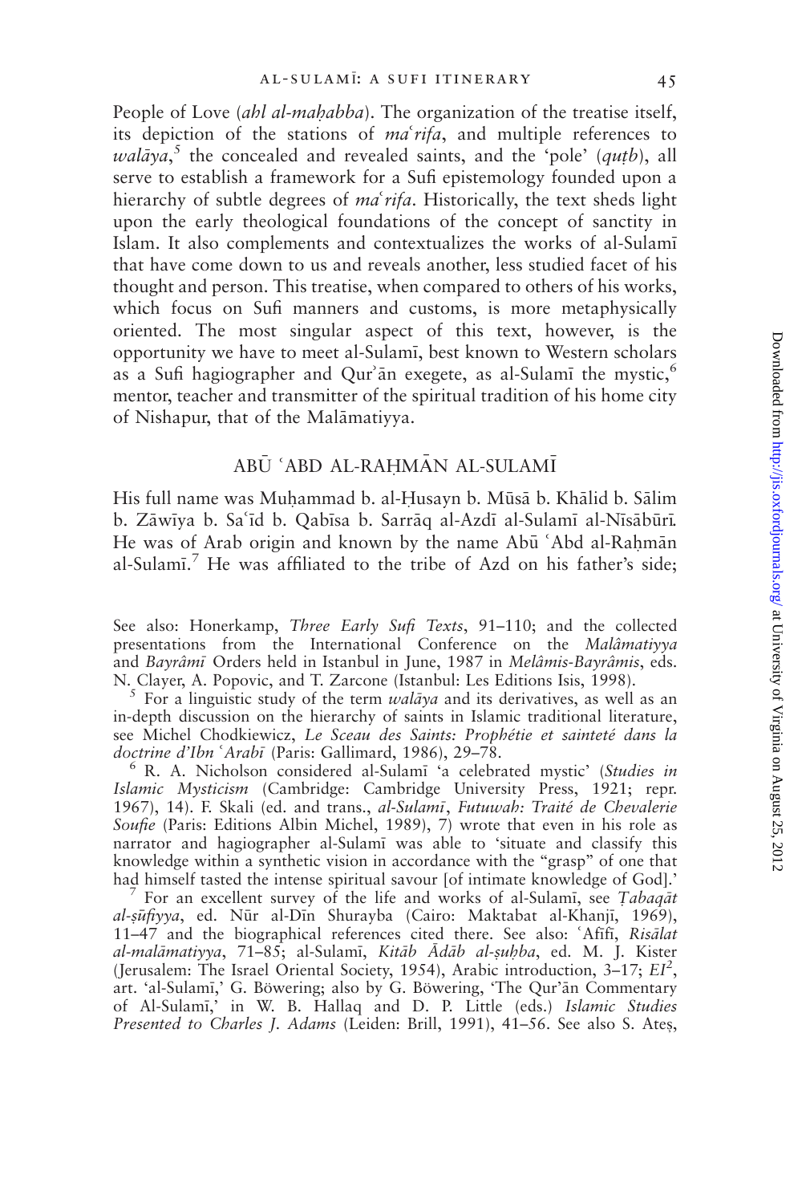People of Love (*ahl al-maḥabba*). The organization of the treatise itself, its depiction of the stations of *maʿrifa*, and multiple references to *walāya*,[5] the concealed and revealed saints, and the 'pole' (*quṭb*), all serve to establish a framework for a Sufi epistemology founded upon a hierarchy of subtle degrees of *maʿrifa*. Historically, the text sheds light upon the early theological foundations of the concept of sanctity in Islam. It also complements and contextualizes the works of al-Sulamī that have come down to us and reveals another, less studied facet of his thought and person. This treatise, when compared to others of his works, which focus on Sufi manners and customs, is more metaphysically oriented. The most singular aspect of this text, however, is the opportunity we have to meet al-Sulamī, best known to Western scholars as a Sufi hagiographer and Qurʾān exegete, as al-Sulamī the mystic,[6] mentor, teacher and transmitter of the spiritual tradition of his home city of Nishapur, that of the Malāmatiyya.

## ABŪ ʿABD AL-RAḤMĀN AL-SULAMĪ

His full name was Muḥammad b. al-Ḥusayn b. Mūsā b. Khālid b. Sālim b. Zāwīya b. Saʿīd b. Qabīsa b. Sarrāq al-Azdī al-Sulamī al-Nīsābūrī. He was of Arab origin and known by the name Abū ʿAbd al-Raḥmān al-Sulamī.[7] He was affiliated to the tribe of Azd on his father's side;

See also: Honerkamp, *Three Early Sufi Texts*, 91–110; and the collected presentations from the International Conference on the *Malâmatiyya* and *Bayrâmî* Orders held in Istanbul in June, 1987 in *Melâmis-Bayrâmis*, eds. N. Clayer, A. Popovic, and T. Zarcone (Istanbul: Les Editions Isis, 1998).

[5] For a linguistic study of the term *walāya* and its derivatives, as well as an in-depth discussion on the hierarchy of saints in Islamic traditional literature, see Michel Chodkiewicz, *Le Sceau des Saints: Prophétie et sainteté dans la doctrine d'Ibn ʿArabī* (Paris: Gallimard, 1986), 29–78.

[6] R. A. Nicholson considered al-Sulamī 'a celebrated mystic' (*Studies in Islamic Mysticism* (Cambridge: Cambridge University Press, 1921; repr. 1967), 14). F. Skali (ed. and trans., *al-Sulamī*, *Futuwah: Traité de Chevalerie Soufie* (Paris: Editions Albin Michel, 1989), 7) wrote that even in his role as narrator and hagiographer al-Sulamī was able to 'situate and classify this knowledge within a synthetic vision in accordance with the "grasp" of one that had himself tasted the intense spiritual savour [of intimate knowledge of God].'

[7] For an excellent survey of the life and works of al-Sulamī, see *Ṭabaqāt al-ṣūfiyya*, ed. Nūr al-Dīn Shurayba (Cairo: Maktabat al-Khanjī, 1969), 11–47 and the biographical references cited there. See also: ʿAfīfī, *Risālat al-malāmatiyya*, 71–85; al-Sulamī, *Kitāb Ādāb al-ṣuḥba*, ed. M. J. Kister (Jerusalem: The Israel Oriental Society, 1954), Arabic introduction, 3–17; *EI*$^2$, art. 'al-Sulamī,' G. Böwering; also by G. Böwering, 'The Qur'ān Commentary of Al-Sulamī,' in W. B. Hallaq and D. P. Little (eds.) *Islamic Studies Presented to Charles J. Adams* (Leiden: Brill, 1991), 41–56. See also S. Ateș,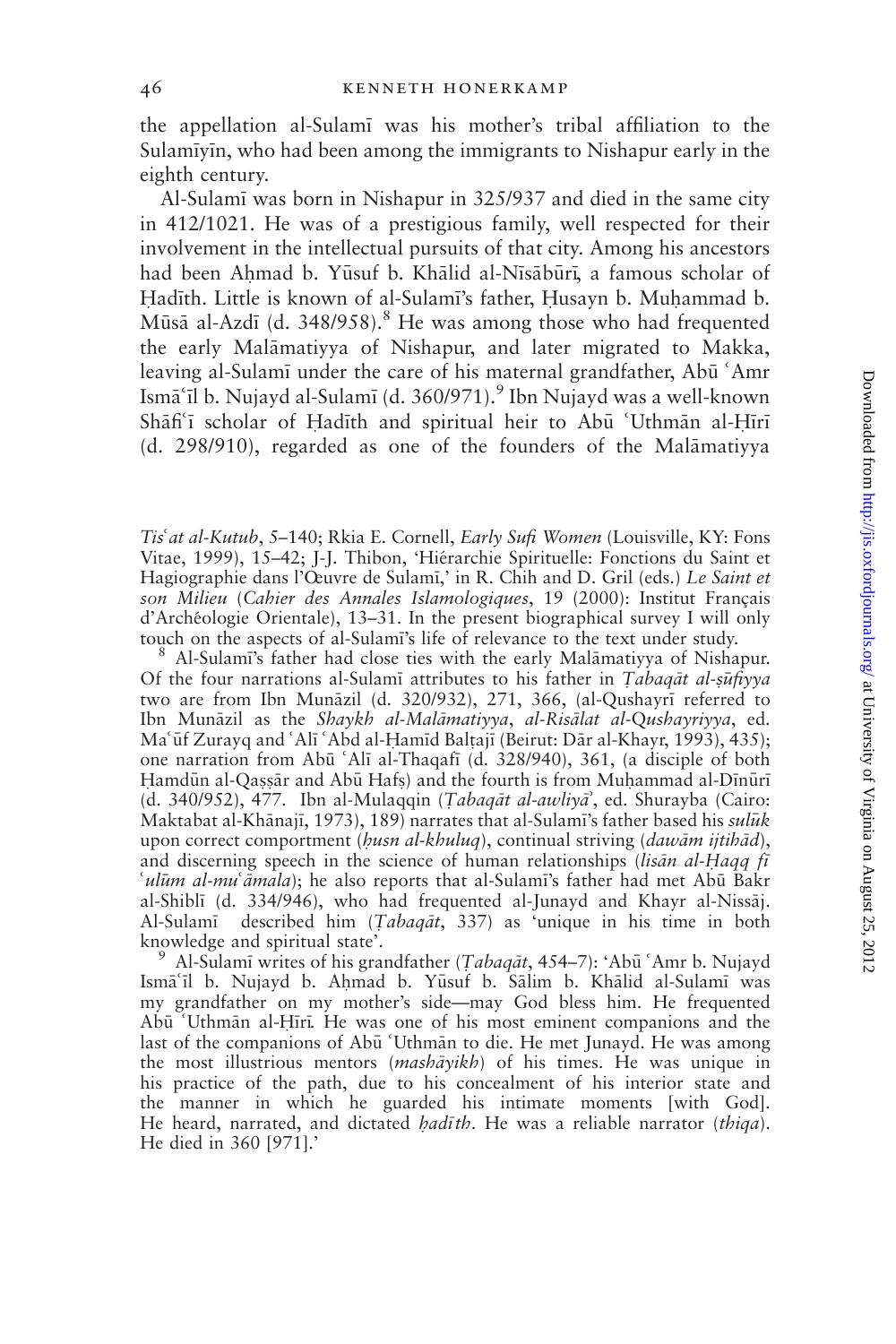the appellation al-Sulamī was his mother's tribal affiliation to the Sulamīyīn, who had been among the immigrants to Nishapur early in the eighth century.

Al-Sulamī was born in Nishapur in 325/937 and died in the same city in 412/1021. He was of a prestigious family, well respected for their involvement in the intellectual pursuits of that city. Among his ancestors had been Aḥmad b. Yūsuf b. Khālid al-Nīsābūrī, a famous scholar of Ḥadīth. Little is known of al-Sulamī's father, Ḥusayn b. Muḥammad b. Mūsā al-Azdī (d. 348/958).[8] He was among those who had frequented the early Malāmatiyya of Nishapur, and later migrated to Makka, leaving al-Sulamī under the care of his maternal grandfather, Abū ʿAmr Ismāʿīl b. Nujayd al-Sulamī (d. 360/971).[9] Ibn Nujayd was a well-known Shāfiʿī scholar of Ḥadīth and spiritual heir to Abū ʿUthmān al-Ḥīrī (d. 298/910), regarded as one of the founders of the Malāmatiyya

---

*Tisʿat al-Kutub*, 5–140; Rkia E. Cornell, *Early Sufi Women* (Louisville, KY: Fons Vitae, 1999), 15–42; J-J. Thibon, 'Hiérarchie Spirituelle: Fonctions du Saint et Hagiographie dans l'Œuvre de Sulamī,' in R. Chih and D. Gril (eds.) *Le Saint et son Milieu* (*Cahier des Annales Islamologiques*, 19 (2000): Institut Français d'Archéologie Orientale), 13–31. In the present biographical survey I will only touch on the aspects of al-Sulamī's life of relevance to the text under study.

[8] Al-Sulamī's father had close ties with the early Malāmatiyya of Nishapur. Of the four narrations al-Sulamī attributes to his father in *Ṭabaqāt al-ṣūfiyya* two are from Ibn Munāzil (d. 320/932), 271, 366, (al-Qushayrī referred to Ibn Munāzil as the *Shaykh al-Malāmatiyya*, *al-Risālat al-Qushayriyya*, ed. Maʿūf Zurayq and ʿAlī ʿAbd al-Ḥamīd Balṭajī (Beirut: Dār al-Khayr, 1993), 435); one narration from Abū ʿAlī al-Thaqafī (d. 328/940), 361, (a disciple of both Ḥamdūn al-Qaṣṣār and Abū Ḥafṣ) and the fourth is from Muḥammad al-Dīnūrī (d. 340/952), 477. Ibn al-Mulaqqin (*Ṭabaqāt al-awliyāʾ*, ed. Shurayba (Cairo: Maktabat al-Khānajī, 1973), 189) narrates that al-Sulamī's father based his *sulūk* upon correct comportment (*ḥusn al-khuluq*), continual striving (*dawām ijtihād*), and discerning speech in the science of human relationships (*lisān al-Ḥaqq fī ʿulūm al-muʿāmala*); he also reports that al-Sulamī's father had met Abū Bakr al-Shiblī (d. 334/946), who had frequented al-Junayd and Khayr al-Nissāj. Al-Sulamī described him (*Ṭabaqāt*, 337) as 'unique in his time in both knowledge and spiritual state'.

[9] Al-Sulamī writes of his grandfather (*Ṭabaqāt*, 454–7): 'Abū ʿAmr b. Nujayd Ismāʿīl b. Nujayd b. Aḥmad b. Yūsuf b. Sālim b. Khālid al-Sulamī was my grandfather on my mother's side—may God bless him. He frequented Abū ʿUthmān al-Ḥīrī. He was one of his most eminent companions and the last of the companions of Abū ʿUthmān to die. He met Junayd. He was among the most illustrious mentors (*mashāyikh*) of his times. He was unique in his practice of the path, due to his concealment of his interior state and the manner in which he guarded his intimate moments [with God]. He heard, narrated, and dictated *ḥadīth*. He was a reliable narrator (*thiqa*). He died in 360 [971].'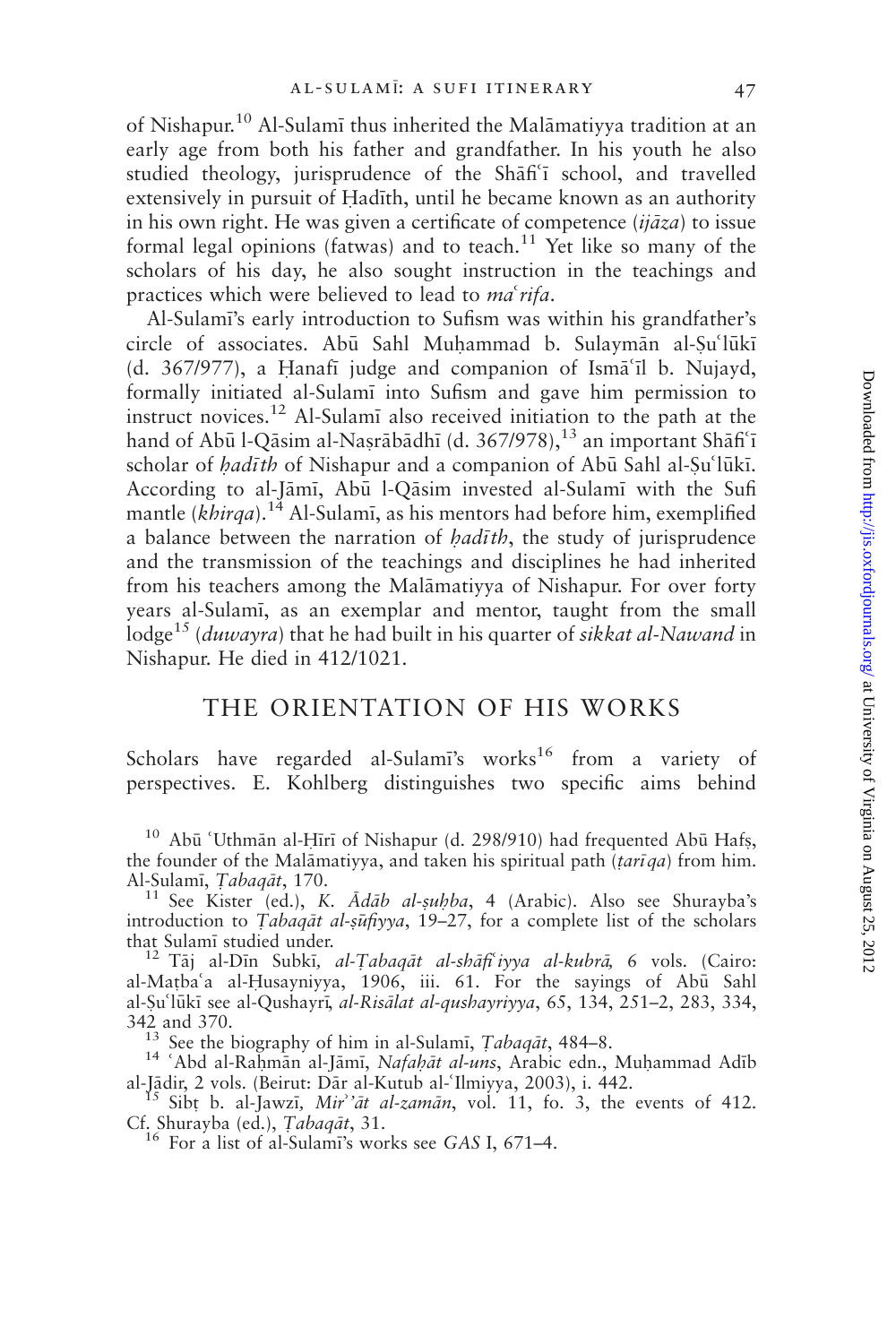of Nishapur.[10] Al-Sulamī thus inherited the Malāmatiyya tradition at an early age from both his father and grandfather. In his youth he also studied theology, jurisprudence of the Shāfiʿī school, and travelled extensively in pursuit of Ḥadīth, until he became known as an authority in his own right. He was given a certificate of competence (*ijāza*) to issue formal legal opinions (fatwas) and to teach.[11] Yet like so many of the scholars of his day, he also sought instruction in the teachings and practices which were believed to lead to *maʿrifa*.

Al-Sulamī's early introduction to Sufism was within his grandfather's circle of associates. Abū Sahl Muḥammad b. Sulaymān al-Ṣuʿlūkī (d. 367/977), a Ḥanafī judge and companion of Ismāʿīl b. Nujayd, formally initiated al-Sulamī into Sufism and gave him permission to instruct novices.[12] Al-Sulamī also received initiation to the path at the hand of Abū l-Qāsim al-Naṣrābādhī (d. 367/978),[13] an important Shāfiʿī scholar of *ḥadīth* of Nishapur and a companion of Abū Sahl al-Ṣuʿlūkī. According to al-Jāmī, Abū l-Qāsim invested al-Sulamī with the Sufi mantle (*khirqa*).[14] Al-Sulamī, as his mentors had before him, exemplified a balance between the narration of *ḥadīth*, the study of jurisprudence and the transmission of the teachings and disciplines he had inherited from his teachers among the Malāmatiyya of Nishapur. For over forty years al-Sulamī, as an exemplar and mentor, taught from the small lodge[15] (*duwayra*) that he had built in his quarter of *sikkat al-Nawand* in Nishapur. He died in 412/1021.

## THE ORIENTATION OF HIS WORKS

Scholars have regarded al-Sulamī's works[16] from a variety of perspectives. E. Kohlberg distinguishes two specific aims behind

---

[10] Abū ʿUthmān al-Ḥīrī of Nishapur (d. 298/910) had frequented Abū Ḥafṣ, the founder of the Malāmatiyya, and taken his spiritual path (*ṭarīqa*) from him. Al-Sulamī, *Ṭabaqāt*, 170.

[11] See Kister (ed.), *K. Ādāb al-ṣuḥba*, 4 (Arabic). Also see Shurayba's introduction to *Ṭabaqāt al-ṣūfiyya*, 19–27, for a complete list of the scholars that Sulamī studied under.

[12] Tāj al-Dīn Subkī, *al-Ṭabaqāt al-shāfiʿiyya al-kubrā*, 6 vols. (Cairo: al-Maṭbaʿa al-Ḥusayniyya, 1906, iii. 61. For the sayings of Abū Sahl al-Ṣuʿlūkī see al-Qushayrī, *al-Risālat al-qushayriyya*, 65, 134, 251–2, 283, 334, 342 and 370.

[13] See the biography of him in al-Sulamī, *Ṭabaqāt*, 484–8.

[14] ʿAbd al-Raḥmān al-Jāmī, *Nafaḥāt al-uns*, Arabic edn., Muḥammad Adīb al-Jādir, 2 vols. (Beirut: Dār al-Kutub al-ʿIlmiyya, 2003), i. 442.

[15] Sibṭ b. al-Jawzī, *Mirʾʾāt al-zamān*, vol. 11, fo. 3, the events of 412. Cf. Shurayba (ed.), *Ṭabaqāt*, 31.

[16] For a list of al-Sulamī's works see *GAS* I, 671–4.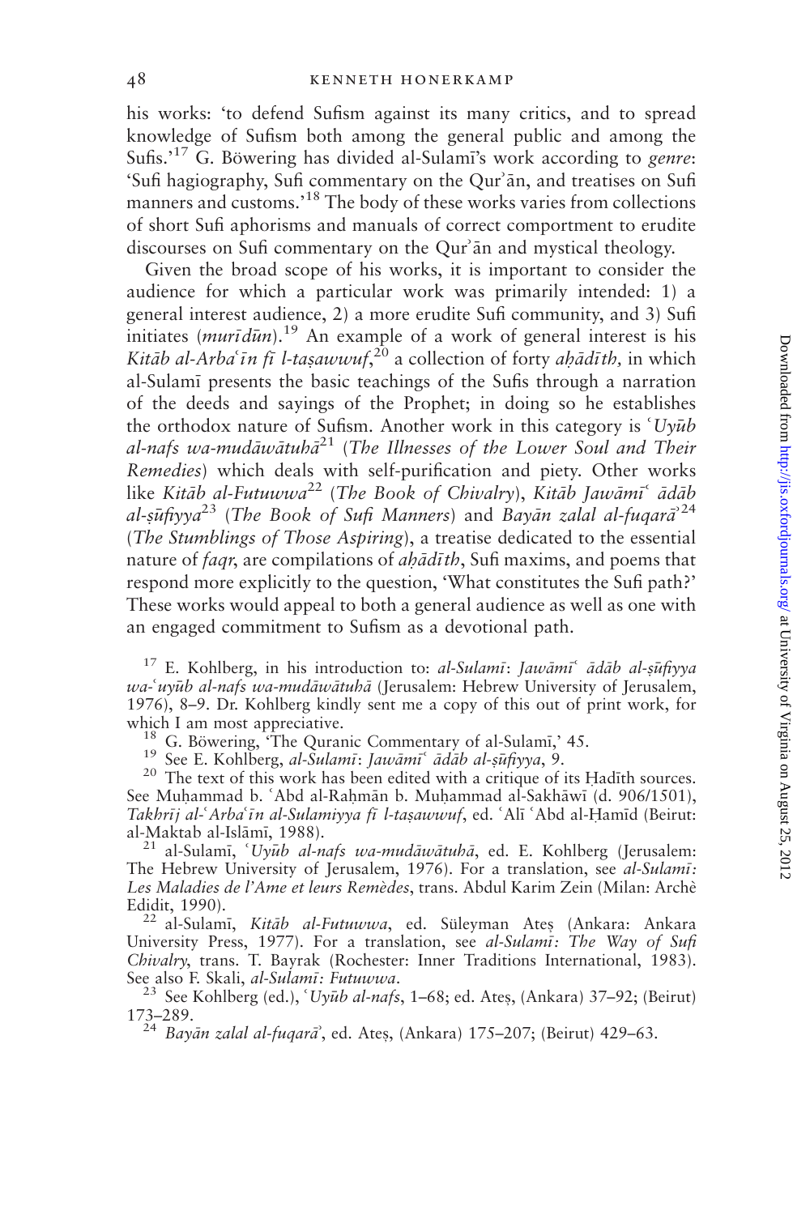his works: 'to defend Sufism against its many critics, and to spread knowledge of Sufism both among the general public and among the Sufis.'[17] G. Böwering has divided al-Sulamī's work according to *genre*: 'Sufi hagiography, Sufi commentary on the Qurʾān, and treatises on Sufi manners and customs.'[18] The body of these works varies from collections of short Sufi aphorisms and manuals of correct comportment to erudite discourses on Sufi commentary on the Qurʾān and mystical theology.

Given the broad scope of his works, it is important to consider the audience for which a particular work was primarily intended: 1) a general interest audience, 2) a more erudite Sufi community, and 3) Sufi initiates (*murīdūn*).[19] An example of a work of general interest is his *Kitāb al-Arbaʿīn fī l-taṣawwuf*,[20] a collection of forty *aḥādīth,* in which al-Sulamī presents the basic teachings of the Sufis through a narration of the deeds and sayings of the Prophet; in doing so he establishes the orthodox nature of Sufism. Another work in this category is *ʿUyūb al-nafs wa-mudāwātuhā*[21] (*The Illnesses of the Lower Soul and Their Remedies*) which deals with self-purification and piety. Other works like *Kitāb al-Futuwwa*[22] (*The Book of Chivalry*), *Kitāb Jawāmiʿ ādāb al-ṣūfiyya*[23] (*The Book of Sufi Manners*) and *Bayān zalal al-fuqarāʾ*[24] (*The Stumblings of Those Aspiring*), a treatise dedicated to the essential nature of *faqr*, are compilations of *aḥādīth*, Sufi maxims, and poems that respond more explicitly to the question, 'What constitutes the Sufi path?' These works would appeal to both a general audience as well as one with an engaged commitment to Sufism as a devotional path.

[17] E. Kohlberg, in his introduction to: *al-Sulamī*: *Jawāmiʿ ādāb al-ṣūfiyya wa-ʿuyūb al-nafs wa-mudāwātuhā* (Jerusalem: Hebrew University of Jerusalem, 1976), 8–9. Dr. Kohlberg kindly sent me a copy of this out of print work, for which I am most appreciative.

[18] G. Böwering, 'The Quranic Commentary of al-Sulamī,' 45.

[19] See E. Kohlberg, *al-Sulamī*: *Jawāmiʿ ādāb al-ṣūfiyya*, 9.

[20] The text of this work has been edited with a critique of its Ḥadīth sources. See Muḥammad b. ʿAbd al-Raḥmān b. Muḥammad al-Sakhāwī (d. 906/1501), *Takhrīj al-ʿArbaʿīn al-Sulamiyya fī l-taṣawwuf*, ed. ʿAlī ʿAbd al-Ḥamīd (Beirut: al-Maktab al-Islāmī, 1988).

[21] al-Sulamī, *ʿUyūb al-nafs wa-mudāwātuhā*, ed. E. Kohlberg (Jerusalem: The Hebrew University of Jerusalem, 1976). For a translation, see *al-Sulamī: Les Maladies de l'Ame et leurs Remèdes*, trans. Abdul Karim Zein (Milan: Archè Edidit, 1990).

[22] al-Sulamī, *Kitāb al-Futuwwa*, ed. Süleyman Ateş (Ankara: Ankara University Press, 1977). For a translation, see *al-Sulamī: The Way of Sufi Chivalry*, trans. T. Bayrak (Rochester: Inner Traditions International, 1983). See also F. Skali, *al-Sulamī: Futuwwa*.

[23] See Kohlberg (ed.), *ʿUyūb al-nafs*, 1–68; ed. Ateş, (Ankara) 37–92; (Beirut) 173–289.

[24] *Bayān zalal al-fuqarāʾ*, ed. Ateş, (Ankara) 175–207; (Beirut) 429–63.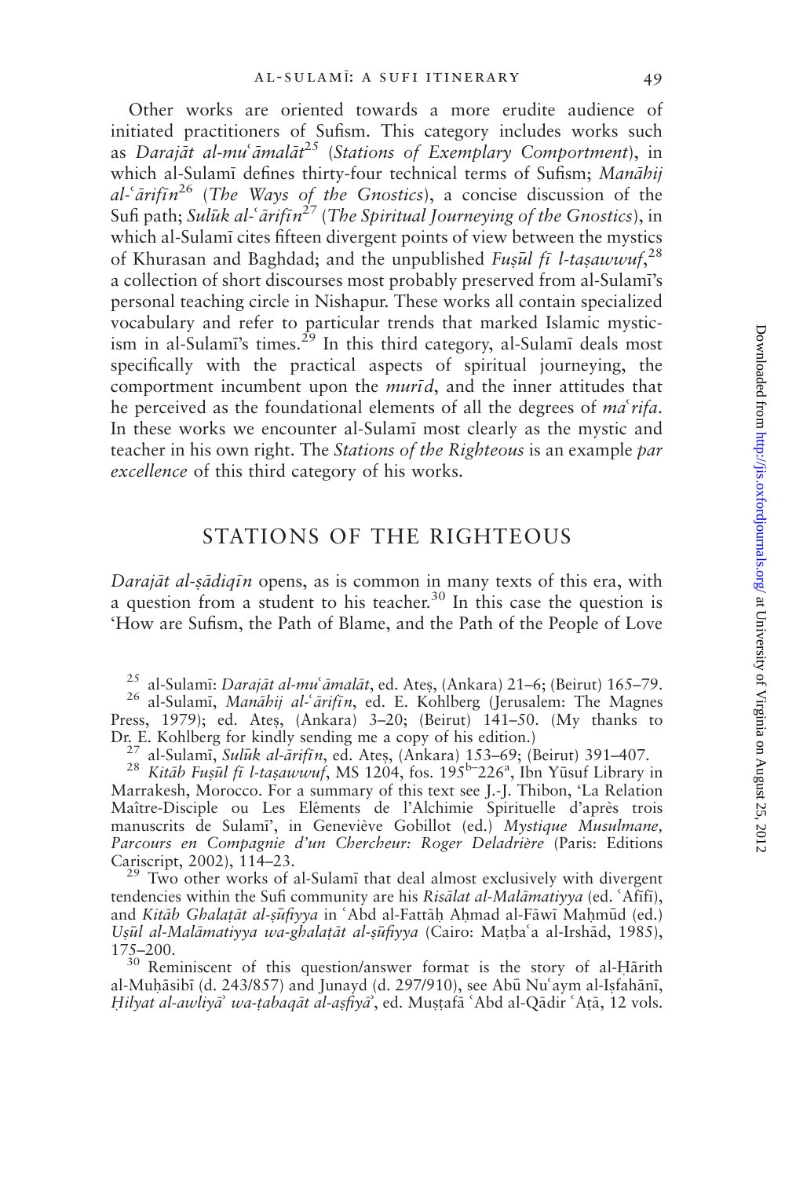Other works are oriented towards a more erudite audience of initiated practitioners of Sufism. This category includes works such as *Darajāt al-muʿāmalāt*[25] (*Stations of Exemplary Comportment*), in which al-Sulamī defines thirty-four technical terms of Sufism; *Manāhij al-ʿārifīn*[26] (*The Ways of the Gnostics*), a concise discussion of the Sufi path; *Sulūk al-ʿārifīn*[27] (*The Spiritual Journeying of the Gnostics*), in which al-Sulamī cites fifteen divergent points of view between the mystics of Khurasan and Baghdad; and the unpublished *Fuṣūl fī l-taṣawwuf*,[28] a collection of short discourses most probably preserved from al-Sulamī's personal teaching circle in Nishapur. These works all contain specialized vocabulary and refer to particular trends that marked Islamic mysticism in al-Sulamī's times.[29] In this third category, al-Sulamī deals most specifically with the practical aspects of spiritual journeying, the comportment incumbent upon the *murīd*, and the inner attitudes that he perceived as the foundational elements of all the degrees of *maʿrifa*. In these works we encounter al-Sulamī most clearly as the mystic and teacher in his own right. The *Stations of the Righteous* is an example *par excellence* of this third category of his works.

## STATIONS OF THE RIGHTEOUS

*Darajāt al-ṣādiqīn* opens, as is common in many texts of this era, with a question from a student to his teacher.[30] In this case the question is 'How are Sufism, the Path of Blame, and the Path of the People of Love

---

[25] al-Sulamī: *Darajāt al-muʿāmalāt*, ed. Ateş, (Ankara) 21–6; (Beirut) 165–79.

[26] al-Sulamī, *Manāhij al-ʿārifīn*, ed. E. Kohlberg (Jerusalem: The Magnes Press, 1979); ed. Ateş, (Ankara) 3–20; (Beirut) 141–50. (My thanks to Dr. E. Kohlberg for kindly sending me a copy of his edition.)

[27] al-Sulamī, *Sulūk al-ārifīn*, ed. Ateş, (Ankara) 153–69; (Beirut) 391–407.

[28] *Kitāb Fuṣūl fī l-taṣawwuf*, MS 1204, fos. 195[b]–226[a], Ibn Yūsuf Library in Marrakesh, Morocco. For a summary of this text see J.-J. Thibon, 'La Relation Maître-Disciple ou Les Eléments de l'Alchimie Spirituelle d'après trois manuscrits de Sulamī', in Geneviève Gobillot (ed.) *Mystique Musulmane, Parcours en Compagnie d'un Chercheur: Roger Deladrière* (Paris: Editions Cariscript, 2002), 114–23.

[29] Two other works of al-Sulamī that deal almost exclusively with divergent tendencies within the Sufi community are his *Risālat al-Malāmatiyya* (ed. ʿAfīfī), and *Kitāb Ghalaṭāt al-ṣūfiyya* in ʿAbd al-Fattāḥ Aḥmad al-Fāwī Maḥmūd (ed.) *Uṣūl al-Malāmatiyya wa-ghalaṭāt al-ṣūfiyya* (Cairo: Maṭbaʿa al-Irshād, 1985), 175–200.

[30] Reminiscent of this question/answer format is the story of al-Ḥārith al-Muḥāsibī (d. 243/857) and Junayd (d. 297/910), see Abū Nuʿaym al-Iṣfahānī, *Ḥilyat al-awliyāʾ wa-ṭabaqāt al-aṣfiyāʾ*, ed. Muṣṭafā ʿAbd al-Qādir ʿAṭā, 12 vols.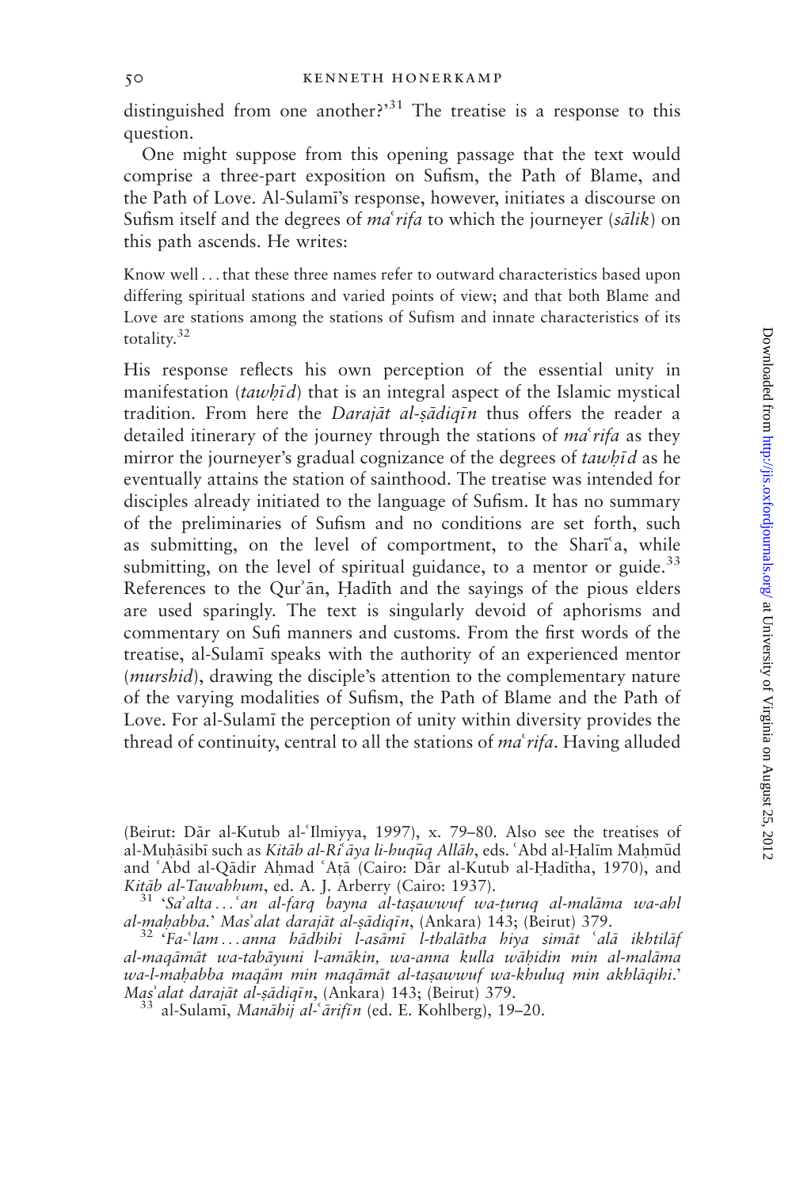distinguished from one another?'[31] The treatise is a response to this question.

One might suppose from this opening passage that the text would comprise a three-part exposition on Sufism, the Path of Blame, and the Path of Love. Al-Sulamī's response, however, initiates a discourse on Sufism itself and the degrees of *maʿrifa* to which the journeyer (*sālik*) on this path ascends. He writes:

> Know well . . . that these three names refer to outward characteristics based upon differing spiritual stations and varied points of view; and that both Blame and Love are stations among the stations of Sufism and innate characteristics of its totality.[32]

His response reflects his own perception of the essential unity in manifestation (*tawḥīd*) that is an integral aspect of the Islamic mystical tradition. From here the *Darajāt al-ṣādiqīn* thus offers the reader a detailed itinerary of the journey through the stations of *maʿrifa* as they mirror the journeyer's gradual cognizance of the degrees of *tawḥīd* as he eventually attains the station of sainthood. The treatise was intended for disciples already initiated to the language of Sufism. It has no summary of the preliminaries of Sufism and no conditions are set forth, such as submitting, on the level of comportment, to the Sharīʿa, while submitting, on the level of spiritual guidance, to a mentor or guide.[33] References to the Qurʾān, Ḥadīth and the sayings of the pious elders are used sparingly. The text is singularly devoid of aphorisms and commentary on Sufi manners and customs. From the first words of the treatise, al-Sulamī speaks with the authority of an experienced mentor (*murshid*), drawing the disciple's attention to the complementary nature of the varying modalities of Sufism, the Path of Blame and the Path of Love. For al-Sulamī the perception of unity within diversity provides the thread of continuity, central to all the stations of *maʿrifa*. Having alluded

---

(Beirut: Dār al-Kutub al-ʿIlmiyya, 1997), x. 79–80. Also see the treatises of al-Muḥāsibī such as *Kitāb al-Riʿāya li-ḥuqūq Allāh*, eds. ʿAbd al-Ḥalīm Maḥmūd and ʿAbd al-Qādir Aḥmad ʿAṭā (Cairo: Dār al-Kutub al-Ḥadītha, 1970), and *Kitāb al-Tawahhum*, ed. A. J. Arberry (Cairo: 1937).

[31] '*Saʾalta . . . ʿan al-farq bayna al-taṣawwuf wa-ṭuruq al-malāma wa-ahl al-maḥabba*.' *Masʾalat darajāt al-ṣādiqīn*, (Ankara) 143; (Beirut) 379.

[32] '*Fa-ʿlam . . . anna hādhihi l-asāmī l-thalātha hiya simāt ʿalā ikhtilāf al-maqāmāt wa-tabāyuni l-amākin, wa-anna kulla wāḥidin min al-malāma wa-l-maḥabba maqām min maqāmāt al-taṣawwuf wa-khuluq min akhlāqihi*.' *Masʾalat darajāt al-ṣādiqīn*, (Ankara) 143; (Beirut) 379.

[33] al-Sulamī, *Manāhij al-ʿārifīn* (ed. E. Kohlberg), 19–20.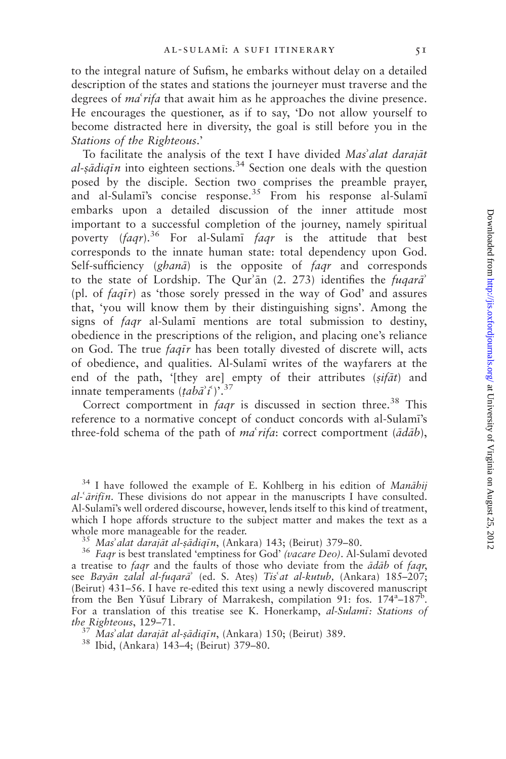to the integral nature of Sufism, he embarks without delay on a detailed description of the states and stations the journeyer must traverse and the degrees of *maʿrifa* that await him as he approaches the divine presence. He encourages the questioner, as if to say, 'Do not allow yourself to become distracted here in diversity, the goal is still before you in the *Stations of the Righteous*.'

To facilitate the analysis of the text I have divided *Masʾalat darajāt al-ṣādiqīn* into eighteen sections.[34] Section one deals with the question posed by the disciple. Section two comprises the preamble prayer, and al-Sulamī's concise response.[35] From his response al-Sulamī embarks upon a detailed discussion of the inner attitude most important to a successful completion of the journey, namely spiritual poverty (*faqr*).[36] For al-Sulamī *faqr* is the attitude that best corresponds to the innate human state: total dependency upon God. Self-sufficiency (*ghanā*) is the opposite of *faqr* and corresponds to the state of Lordship. The Qurʾān (2. 273) identifies the *fuqarāʾ* (pl. of *faqīr*) as 'those sorely pressed in the way of God' and assures that, 'you will know them by their distinguishing signs'. Among the signs of *faqr* al-Sulamī mentions are total submission to destiny, obedience in the prescriptions of the religion, and placing one's reliance on God. The true *faqīr* has been totally divested of discrete will, acts of obedience, and qualities. Al-Sulamī writes of the wayfarers at the end of the path, '[they are] empty of their attributes (*ṣifāt*) and innate temperaments (*ṭabāʾiʿ*)'.[37]

Correct comportment in *faqr* is discussed in section three.[38] This reference to a normative concept of conduct concords with al-Sulamī's three-fold schema of the path of *maʿrifa*: correct comportment (*ādāb*),

---

[34] I have followed the example of E. Kohlberg in his edition of *Manāhij al-ʿārifīn*. These divisions do not appear in the manuscripts I have consulted. Al-Sulamī's well ordered discourse, however, lends itself to this kind of treatment, which I hope affords structure to the subject matter and makes the text as a whole more manageable for the reader.

[35] *Masʾalat darajāt al-ṣādiqīn*, (Ankara) 143; (Beirut) 379–80.

[36] *Faqr* is best translated 'emptiness for God' *(vacare Deo)*. Al-Sulamī devoted a treatise to *faqr* and the faults of those who deviate from the *ādāb* of *faqr*, see *Bayān zalal al-fuqarāʾ* (ed. S. Ateș) *Tisʿat al-kutub*, (Ankara) 185–207; (Beirut) 431–56. I have re-edited this text using a newly discovered manuscript from the Ben Yūsuf Library of Marrakesh, compilation 91: fos. $174^a$–$187^b$. For a translation of this treatise see K. Honerkamp, *al-Sulamī: Stations of the Righteous*, 129–71.

[37] *Masʾalat darajāt al-ṣādiqīn*, (Ankara) 150; (Beirut) 389.

[38] Ibid, (Ankara) 143–4; (Beirut) 379–80.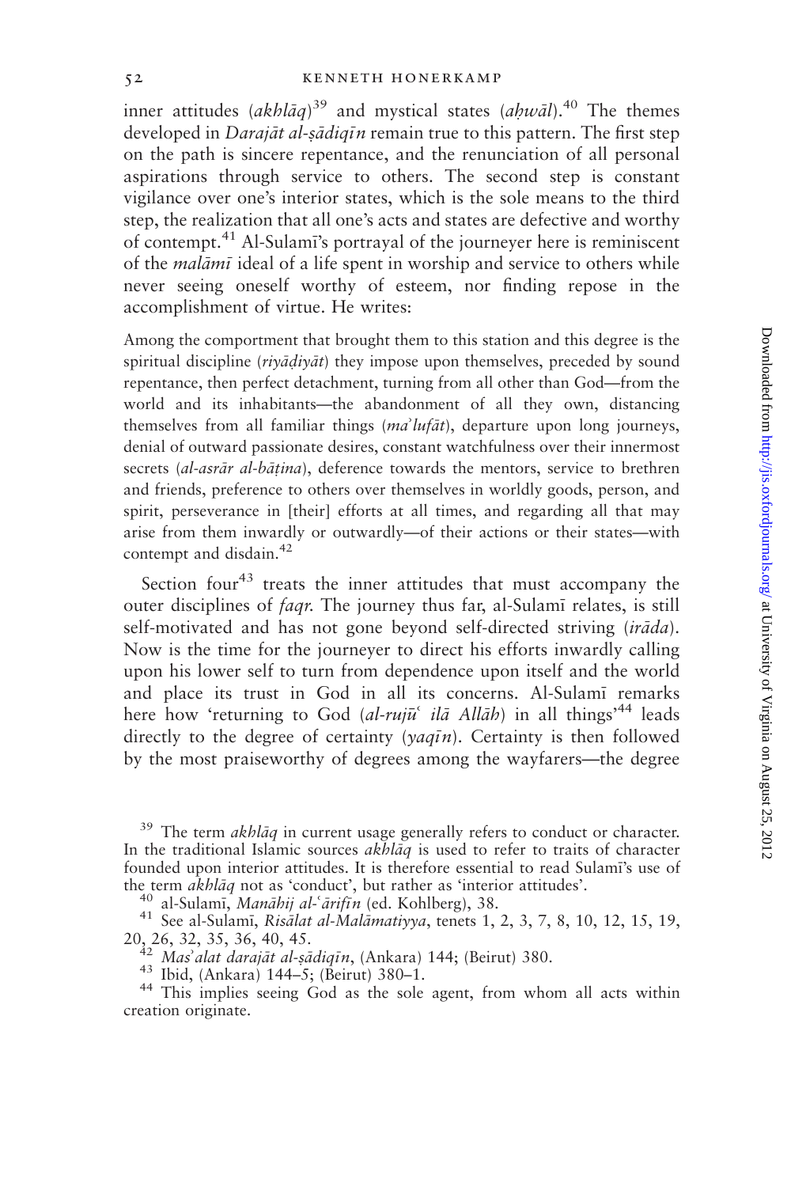inner attitudes (*akhlāq*)[39] and mystical states (*aḥwāl*).[40] The themes developed in *Darajāt al-ṣādiqīn* remain true to this pattern. The first step on the path is sincere repentance, and the renunciation of all personal aspirations through service to others. The second step is constant vigilance over one's interior states, which is the sole means to the third step, the realization that all one's acts and states are defective and worthy of contempt.[41] Al-Sulamī's portrayal of the journeyer here is reminiscent of the *malāmī* ideal of a life spent in worship and service to others while never seeing oneself worthy of esteem, nor finding repose in the accomplishment of virtue. He writes:

> Among the comportment that brought them to this station and this degree is the spiritual discipline (*riyāḍiyāt*) they impose upon themselves, preceded by sound repentance, then perfect detachment, turning from all other than God—from the world and its inhabitants—the abandonment of all they own, distancing themselves from all familiar things (*maʾlufāt*), departure upon long journeys, denial of outward passionate desires, constant watchfulness over their innermost secrets (*al-asrār al-bāṭina*), deference towards the mentors, service to brethren and friends, preference to others over themselves in worldly goods, person, and spirit, perseverance in [their] efforts at all times, and regarding all that may arise from them inwardly or outwardly—of their actions or their states—with contempt and disdain.[42]

Section four[43] treats the inner attitudes that must accompany the outer disciplines of *faqr*. The journey thus far, al-Sulamī relates, is still self-motivated and has not gone beyond self-directed striving (*irāda*). Now is the time for the journeyer to direct his efforts inwardly calling upon his lower self to turn from dependence upon itself and the world and place its trust in God in all its concerns. Al-Sulamī remarks here how 'returning to God (*al-rujūʿ ilā Allāh*) in all things'[44] leads directly to the degree of certainty (*yaqīn*). Certainty is then followed by the most praiseworthy of degrees among the wayfarers—the degree

---

[39] The term *akhlāq* in current usage generally refers to conduct or character. In the traditional Islamic sources *akhlāq* is used to refer to traits of character founded upon interior attitudes. It is therefore essential to read Sulamī's use of the term *akhlāq* not as 'conduct', but rather as 'interior attitudes'.

[40] al-Sulamī, *Manāhij al-ʿārifīn* (ed. Kohlberg), 38.

[41] See al-Sulamī, *Risālat al-Malāmatiyya*, tenets 1, 2, 3, 7, 8, 10, 12, 15, 19, 20, 26, 32, 35, 36, 40, 45.

[42] *Masʾalat darajāt al-ṣādiqīn*, (Ankara) 144; (Beirut) 380.

[43] Ibid, (Ankara) 144–5; (Beirut) 380–1.

[44] This implies seeing God as the sole agent, from whom all acts within creation originate.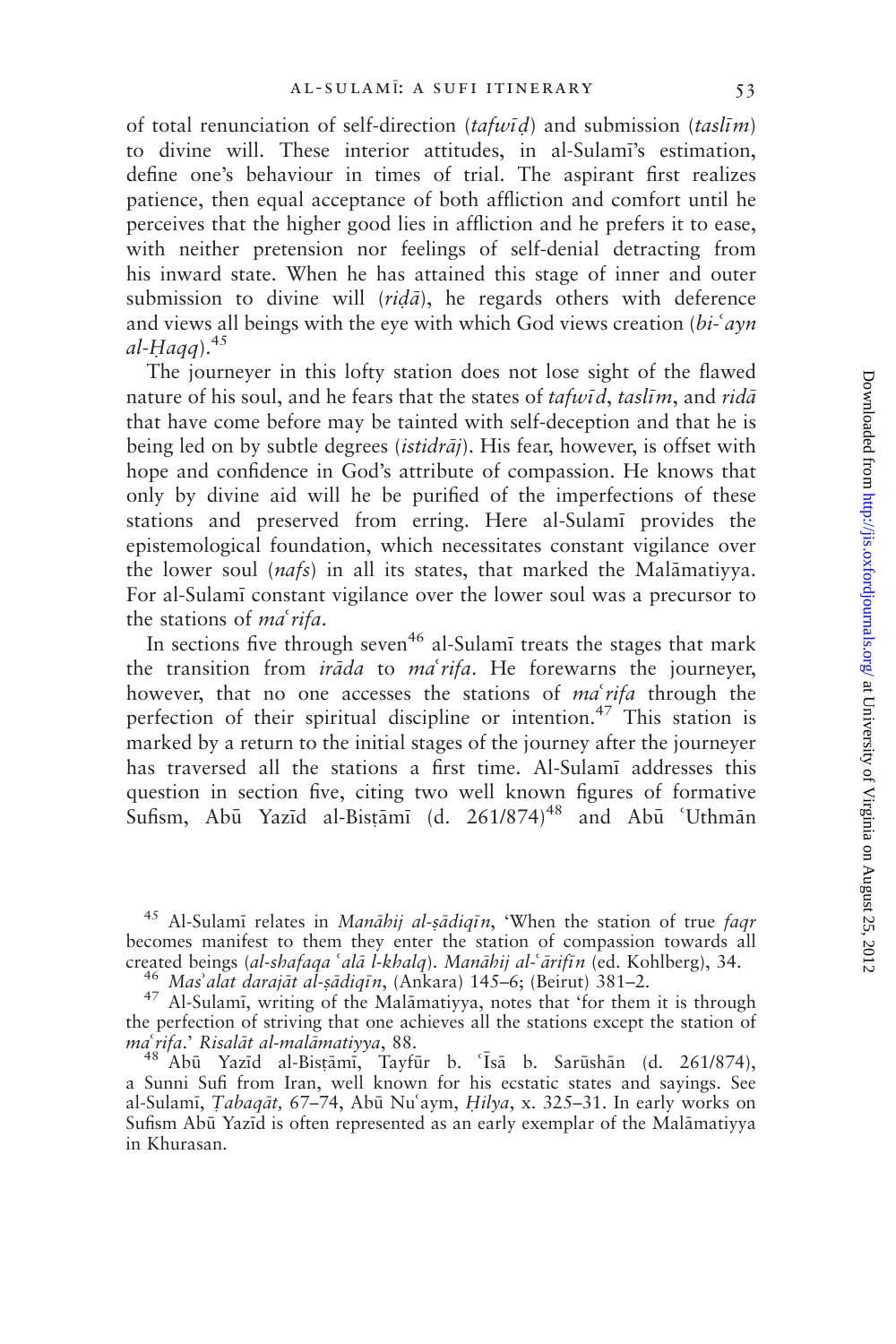of total renunciation of self-direction (*tafwīḍ*) and submission (*taslīm*) to divine will. These interior attitudes, in al-Sulamī's estimation, define one's behaviour in times of trial. The aspirant first realizes patience, then equal acceptance of both affliction and comfort until he perceives that the higher good lies in affliction and he prefers it to ease, with neither pretension nor feelings of self-denial detracting from his inward state. When he has attained this stage of inner and outer submission to divine will (*riḍā*), he regards others with deference and views all beings with the eye with which God views creation (*bi-ʿayn al-Ḥaqq*).[45]

The journeyer in this lofty station does not lose sight of the flawed nature of his soul, and he fears that the states of *tafwīd*, *taslīm*, and *ridā* that have come before may be tainted with self-deception and that he is being led on by subtle degrees (*istidrāj*). His fear, however, is offset with hope and confidence in God's attribute of compassion. He knows that only by divine aid will he be purified of the imperfections of these stations and preserved from erring. Here al-Sulamī provides the epistemological foundation, which necessitates constant vigilance over the lower soul (*nafs*) in all its states, that marked the Malāmatiyya. For al-Sulamī constant vigilance over the lower soul was a precursor to the stations of *maʿrifa*.

In sections five through seven[46] al-Sulamī treats the stages that mark the transition from *irāda* to *maʿrifa*. He forewarns the journeyer, however, that no one accesses the stations of *maʿrifa* through the perfection of their spiritual discipline or intention.[47] This station is marked by a return to the initial stages of the journey after the journeyer has traversed all the stations a first time. Al-Sulamī addresses this question in section five, citing two well known figures of formative Sufism, Abū Yazīd al-Bisṭāmī (d. 261/874)[48] and Abū ʿUthmān

---

[45] Al-Sulamī relates in *Manāhij al-ṣādiqīn*, 'When the station of true *faqr* becomes manifest to them they enter the station of compassion towards all created beings (*al-shafaqa ʿalā l-khalq*). *Manāhij al-ʿārifīn* (ed. Kohlberg), 34.

[46] *Masʾalat darajāt al-ṣādiqīn*, (Ankara) 145–6; (Beirut) 381–2.

[47] Al-Sulamī, writing of the Malāmatiyya, notes that 'for them it is through the perfection of striving that one achieves all the stations except the station of *maʿrifa*.' *Risalāt al-malāmatiyya*, 88.

[48] Abū Yazīd al-Bisṭāmī, Tayfūr b. ʿĪsā b. Sarūshān (d. 261/874), a Sunni Sufi from Iran, well known for his ecstatic states and sayings. See al-Sulamī, *Ṭabaqāt,* 67–74, Abū Nuʿaym, *Ḥilya*, x. 325–31. In early works on Sufism Abū Yazīd is often represented as an early exemplar of the Malāmatiyya in Khurasan.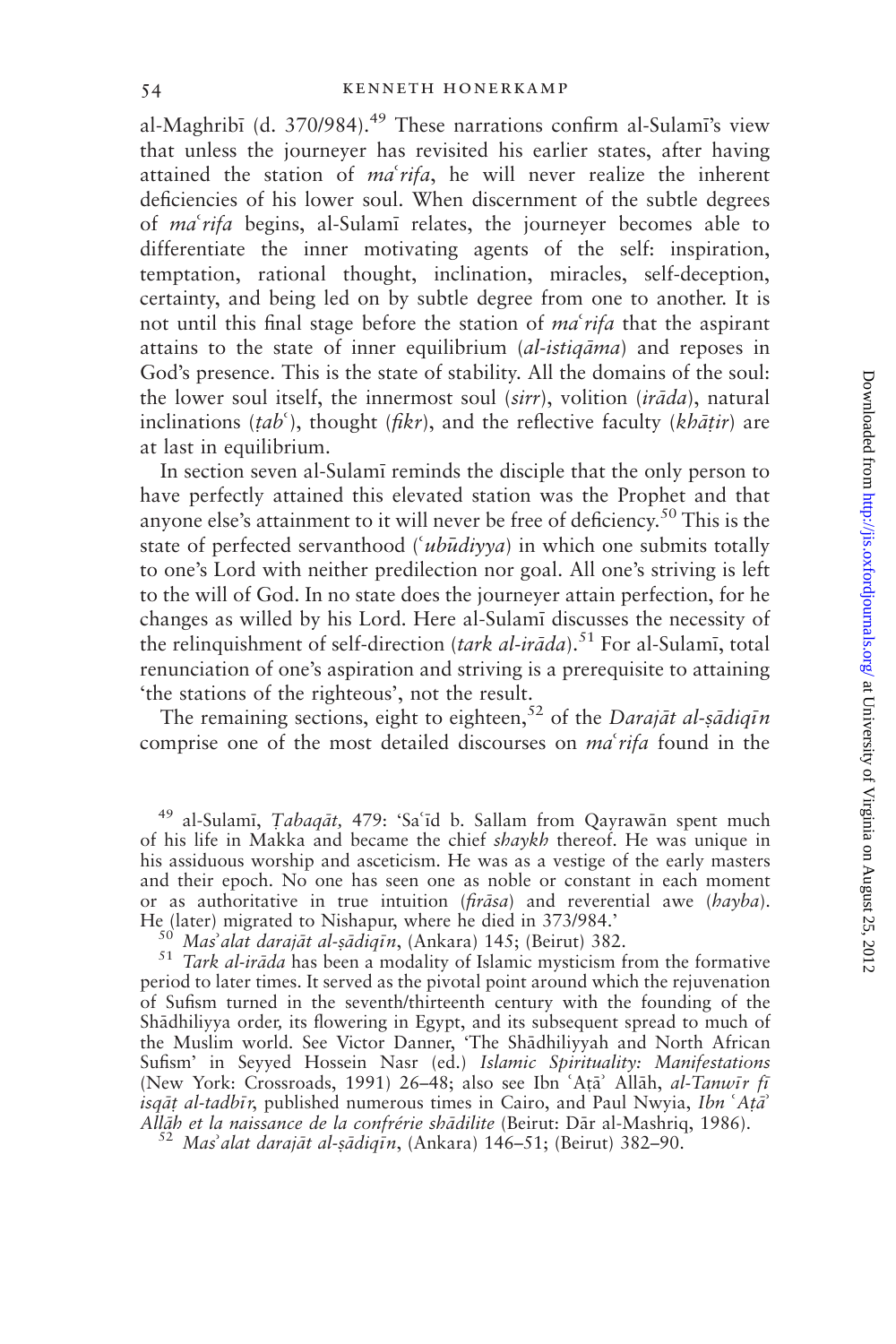al-Maghribī (d. 370/984).[49] These narrations confirm al-Sulamī's view that unless the journeyer has revisited his earlier states, after having attained the station of *maʿrifa*, he will never realize the inherent deficiencies of his lower soul. When discernment of the subtle degrees of *maʿrifa* begins, al-Sulamī relates, the journeyer becomes able to differentiate the inner motivating agents of the self: inspiration, temptation, rational thought, inclination, miracles, self-deception, certainty, and being led on by subtle degree from one to another. It is not until this final stage before the station of *maʿrifa* that the aspirant attains to the state of inner equilibrium (*al-istiqāma*) and reposes in God's presence. This is the state of stability. All the domains of the soul: the lower soul itself, the innermost soul (*sirr*), volition (*irāda*), natural inclinations (*ṭabʿ*), thought (*fikr*), and the reflective faculty (*khāṭir*) are at last in equilibrium.

In section seven al-Sulamī reminds the disciple that the only person to have perfectly attained this elevated station was the Prophet and that anyone else's attainment to it will never be free of deficiency.[50] This is the state of perfected servanthood (*ʿubūdiyya*) in which one submits totally to one's Lord with neither predilection nor goal. All one's striving is left to the will of God. In no state does the journeyer attain perfection, for he changes as willed by his Lord. Here al-Sulamī discusses the necessity of the relinquishment of self-direction (*tark al-irāda*).[51] For al-Sulamī, total renunciation of one's aspiration and striving is a prerequisite to attaining 'the stations of the righteous', not the result.

The remaining sections, eight to eighteen,[52] of the *Darajāt al-ṣādiqīn* comprise one of the most detailed discourses on *maʿrifa* found in the

---

[49] al-Sulamī, *Ṭabaqāt,* 479: 'Saʿīd b. Sallam from Qayrawān spent much of his life in Makka and became the chief *shaykh* thereof. He was unique in his assiduous worship and asceticism. He was as a vestige of the early masters and their epoch. No one has seen one as noble or constant in each moment or as authoritative in true intuition (*firāsa*) and reverential awe (*hayba*). He (later) migrated to Nishapur, where he died in 373/984.'

[50] *Masʾalat darajāt al-ṣādiqīn*, (Ankara) 145; (Beirut) 382.

[51] *Tark al-irāda* has been a modality of Islamic mysticism from the formative period to later times. It served as the pivotal point around which the rejuvenation of Sufism turned in the seventh/thirteenth century with the founding of the Shādhiliyya order, its flowering in Egypt, and its subsequent spread to much of the Muslim world. See Victor Danner, 'The Shādhiliyyah and North African Sufism' in Seyyed Hossein Nasr (ed.) *Islamic Spirituality: Manifestations* (New York: Crossroads, 1991) 26–48; also see Ibn ʿAṭāʾ Allāh, *al-Tanwīr fī isqāṭ al-tadbīr*, published numerous times in Cairo, and Paul Nwyia, *Ibn ʿAṭāʾ Allāh et la naissance de la confrérie shādilite* (Beirut: Dār al-Mashriq, 1986).

[52] *Masʾalat darajāt al-ṣādiqīn*, (Ankara) 146–51; (Beirut) 382–90.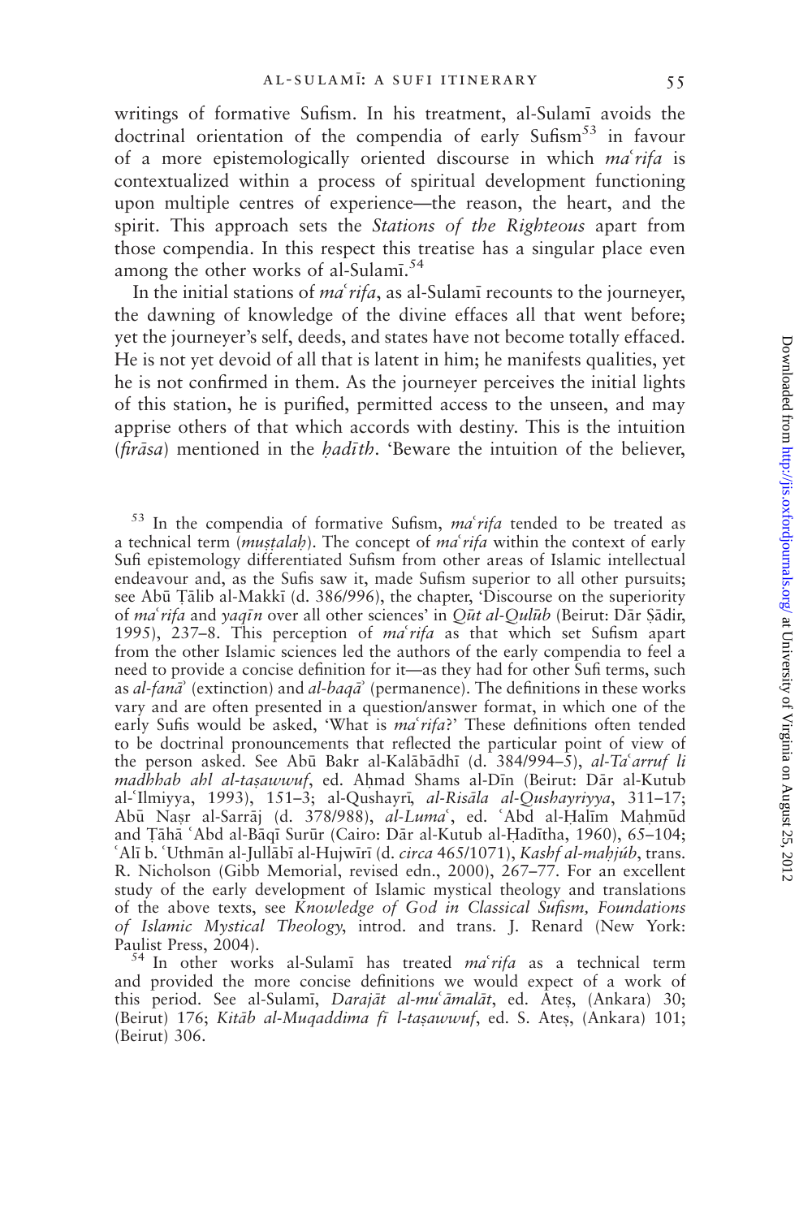writings of formative Sufism. In his treatment, al-Sulamī avoids the doctrinal orientation of the compendia of early Sufism[53] in favour of a more epistemologically oriented discourse in which *maʿrifa* is contextualized within a process of spiritual development functioning upon multiple centres of experience—the reason, the heart, and the spirit. This approach sets the *Stations of the Righteous* apart from those compendia. In this respect this treatise has a singular place even among the other works of al-Sulamī.[54]

In the initial stations of *maʿrifa*, as al-Sulamī recounts to the journeyer, the dawning of knowledge of the divine effaces all that went before; yet the journeyer's self, deeds, and states have not become totally effaced. He is not yet devoid of all that is latent in him; he manifests qualities, yet he is not confirmed in them. As the journeyer perceives the initial lights of this station, he is purified, permitted access to the unseen, and may apprise others of that which accords with destiny. This is the intuition (*firāsa*) mentioned in the *ḥadīth*. 'Beware the intuition of the believer,

---

[53] In the compendia of formative Sufism, *maʿrifa* tended to be treated as a technical term (*muṣṭalaḥ*). The concept of *maʿrifa* within the context of early Sufi epistemology differentiated Sufism from other areas of Islamic intellectual endeavour and, as the Sufis saw it, made Sufism superior to all other pursuits; see Abū Ṭālib al-Makkī (d. 386/996), the chapter, 'Discourse on the superiority of *maʿrifa* and *yaqīn* over all other sciences' in *Qūt al-Qulūb* (Beirut: Dār Ṣādir, 1995), 237–8. This perception of *maʿrifa* as that which set Sufism apart from the other Islamic sciences led the authors of the early compendia to feel a need to provide a concise definition for it—as they had for other Sufi terms, such as *al-fanāʾ* (extinction) and *al-baqāʾ* (permanence). The definitions in these works vary and are often presented in a question/answer format, in which one of the early Sufis would be asked, 'What is *maʿrifa*?' These definitions often tended to be doctrinal pronouncements that reflected the particular point of view of the person asked. See Abū Bakr al-Kalābādhī (d. 384/994–5), *al-Taʿarruf li madhhab ahl al-taṣawwuf*, ed. Aḥmad Shams al-Dīn (Beirut: Dār al-Kutub al-ʿIlmiyya, 1993), 151–3; al-Qushayrī, *al-Risāla al-Qushayriyya*, 311–17; Abū Naṣr al-Sarrāj (d. 378/988), *al-Lumaʿ*, ed. ʿAbd al-Ḥalīm Maḥmūd and Ṭāhā ʿAbd al-Bāqī Surūr (Cairo: Dār al-Kutub al-Ḥadītha, 1960), 65–104; ʿAlī b. ʿUthmān al-Jullābī al-Hujwīrī (d. *circa* 465/1071), *Kashf al-maḥjúb*, trans. R. Nicholson (Gibb Memorial, revised edn., 2000), 267–77. For an excellent study of the early development of Islamic mystical theology and translations of the above texts, see *Knowledge of God in Classical Sufism, Foundations of Islamic Mystical Theology*, introd. and trans. J. Renard (New York: Paulist Press, 2004).

[54] In other works al-Sulamī has treated *maʿrifa* as a technical term and provided the more concise definitions we would expect of a work of this period. See al-Sulamī, *Darajāt al-muʿāmalāt*, ed. Ateş, (Ankara) 30; (Beirut) 176; *Kitāb al-Muqaddima fī l-taṣawwuf*, ed. S. Ateş, (Ankara) 101; (Beirut) 306.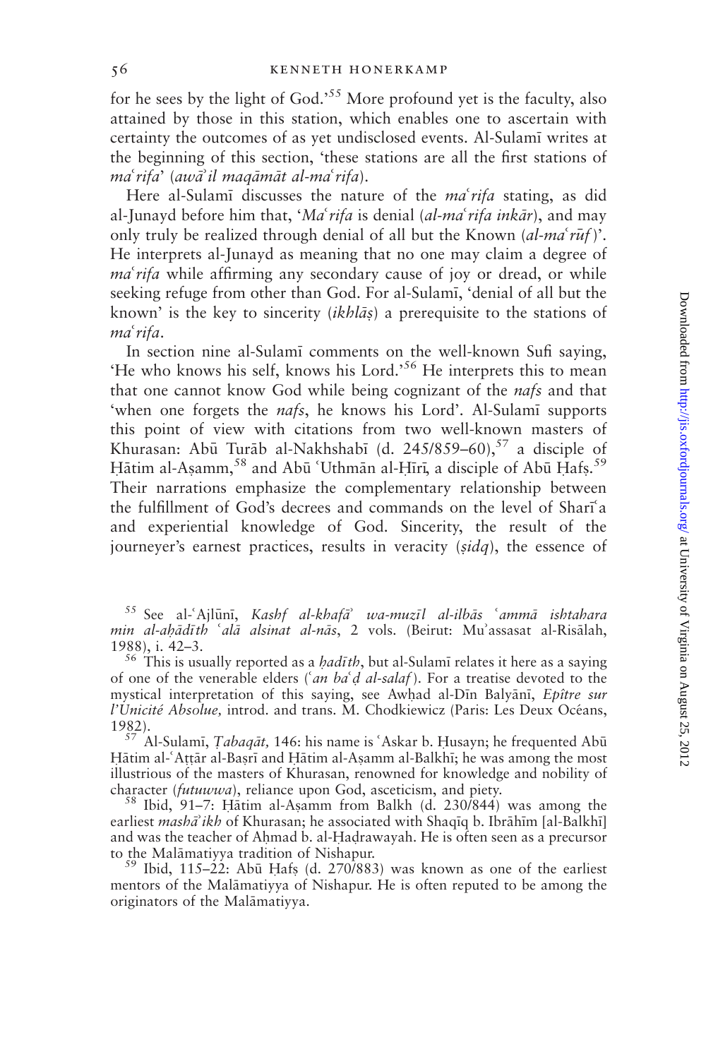for he sees by the light of God.'[55] More profound yet is the faculty, also attained by those in this station, which enables one to ascertain with certainty the outcomes of as yet undisclosed events. Al-Sulamī writes at the beginning of this section, 'these stations are all the first stations of *maʿrifa*' (*awāʾil maqāmāt al-maʿrifa*).

Here al-Sulamī discusses the nature of the *maʿrifa* stating, as did al-Junayd before him that, '*Maʿrifa* is denial (*al-maʿrifa inkār*), and may only truly be realized through denial of all but the Known (*al-maʿrūf*)'. He interprets al-Junayd as meaning that no one may claim a degree of *maʿrifa* while affirming any secondary cause of joy or dread, or while seeking refuge from other than God. For al-Sulamī, 'denial of all but the known' is the key to sincerity (*ikhlāṣ*) a prerequisite to the stations of *maʿrifa*.

In section nine al-Sulamī comments on the well-known Sufi saying, 'He who knows his self, knows his Lord.'[56] He interprets this to mean that one cannot know God while being cognizant of the *nafs* and that 'when one forgets the *nafs*, he knows his Lord'. Al-Sulamī supports this point of view with citations from two well-known masters of Khurasan: Abū Turāb al-Nakhshabī (d. 245/859–60),[57] a disciple of Ḥātim al-Aṣamm,[58] and Abū ʿUthmān al-Ḥīrī, a disciple of Abū Ḥafṣ.[59] Their narrations emphasize the complementary relationship between the fulfillment of God's decrees and commands on the level of Sharīʿa and experiential knowledge of God. Sincerity, the result of the journeyer's earnest practices, results in veracity (*ṣidq*), the essence of

[55] See al-ʿAjlūnī, *Kashf al-khafāʾ wa-muzīl al-ilbās ʿammā ishtahara min al-aḥādīth ʿalā alsinat al-nās*, 2 vols. (Beirut: Muʾassasat al-Risālah, 1988), i. 42–3.

[56] This is usually reported as a *ḥadīth*, but al-Sulamī relates it here as a saying of one of the venerable elders (*ʿan baʿḍ al-salaf*). For a treatise devoted to the mystical interpretation of this saying, see Awḥad al-Dīn Balyānī, *Epître sur l'Unicité Absolue,* introd. and trans. M. Chodkiewicz (Paris: Les Deux Océans, 1982).

[57] Al-Sulamī, *Ṭabaqāt,* 146: his name is ʿAskar b. Ḥusayn; he frequented Abū Ḥātim al-ʿAṭṭār al-Baṣrī and Ḥātim al-Aṣamm al-Balkhī; he was among the most illustrious of the masters of Khurasan, renowned for knowledge and nobility of character (*futuwwa*), reliance upon God, asceticism, and piety.

[58] Ibid, 91–7: Ḥātim al-Aṣamm from Balkh (d. 230/844) was among the earliest *mashāʾikh* of Khurasan; he associated with Shaqīq b. Ibrāhīm [al-Balkhī] and was the teacher of Aḥmad b. al-Ḥaḍrawayah. He is often seen as a precursor to the Malāmatiyya tradition of Nishapur.

[59] Ibid, 115–22: Abū Ḥafṣ (d. 270/883) was known as one of the earliest mentors of the Malāmatiyya of Nishapur. He is often reputed to be among the originators of the Malāmatiyya.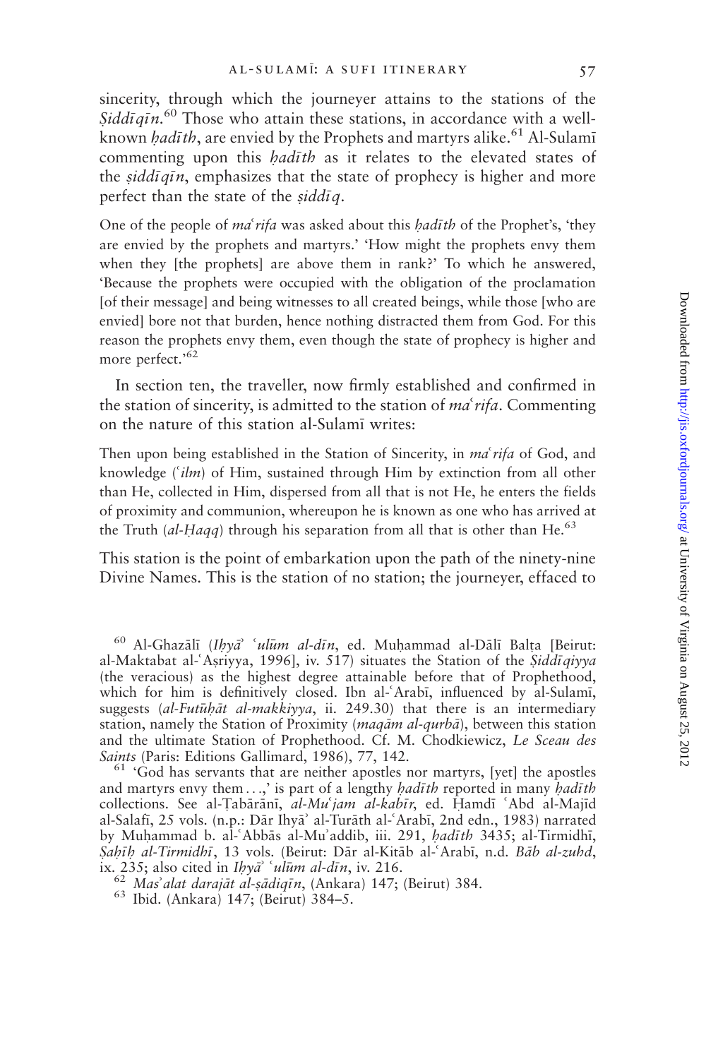sincerity, through which the journeyer attains to the stations of the *Ṣiddīqīn*.[60] Those who attain these stations, in accordance with a well-known *ḥadīth*, are envied by the Prophets and martyrs alike.[61] Al-Sulamī commenting upon this *ḥadīth* as it relates to the elevated states of the *ṣiddīqīn*, emphasizes that the state of prophecy is higher and more perfect than the state of the *ṣiddīq*.

> One of the people of *maʿrifa* was asked about this *ḥadīth* of the Prophet's, 'they are envied by the prophets and martyrs.' 'How might the prophets envy them when they [the prophets] are above them in rank?' To which he answered, 'Because the prophets were occupied with the obligation of the proclamation [of their message] and being witnesses to all created beings, while those [who are envied] bore not that burden, hence nothing distracted them from God. For this reason the prophets envy them, even though the state of prophecy is higher and more perfect.'[62]

In section ten, the traveller, now firmly established and confirmed in the station of sincerity, is admitted to the station of *maʿrifa*. Commenting on the nature of this station al-Sulamī writes:

> Then upon being established in the Station of Sincerity, in *maʿrifa* of God, and knowledge (*ʿilm*) of Him, sustained through Him by extinction from all other than He, collected in Him, dispersed from all that is not He, he enters the fields of proximity and communion, whereupon he is known as one who has arrived at the Truth (*al-Ḥaqq*) through his separation from all that is other than He.[63]

This station is the point of embarkation upon the path of the ninety-nine Divine Names. This is the station of no station; the journeyer, effaced to

[60] Al-Ghazālī (*Iḥyāʾ ʿulūm al-dīn*, ed. Muḥammad al-Dālī Balṭa [Beirut: al-Maktabat al-ʿAṣriyya, 1996], iv. 517) situates the Station of the *Ṣiddīqiyya* (the veracious) as the highest degree attainable before that of Prophethood, which for him is definitively closed. Ibn al-ʿArabī, influenced by al-Sulamī, suggests (*al-Futūḥāt al-makkiyya*, ii. 249.30) that there is an intermediary station, namely the Station of Proximity (*maqām al-qurbā*), between this station and the ultimate Station of Prophethood. Cf. M. Chodkiewicz, *Le Sceau des Saints* (Paris: Editions Gallimard, 1986), 77, 142.

[61] 'God has servants that are neither apostles nor martyrs, [yet] the apostles and martyrs envy them . . .,' is part of a lengthy *ḥadīth* reported in many *ḥadīth* collections. See al-Ṭabārānī, *al-Muʿjam al-kabīr*, ed. Ḥamdī ʿAbd al-Majīd al-Salafī, 25 vols. (n.p.: Dār Ihyāʾ al-Turāth al-ʿArabī, 2nd edn., 1983) narrated by Muḥammad b. al-ʿAbbās al-Muʾaddib, iii. 291, *ḥadīth* 3435; al-Tirmidhī, *Ṣaḥīḥ al-Tirmidhī*, 13 vols. (Beirut: Dār al-Kitāb al-ʿArabī, n.d. *Bāb al-zuhd*, ix. 235; also cited in *Iḥyāʾ ʿulūm al-dīn*, iv. 216.

[62] *Masʾalat darajāt al-ṣādiqīn*, (Ankara) 147; (Beirut) 384.

[63] Ibid. (Ankara) 147; (Beirut) 384–5.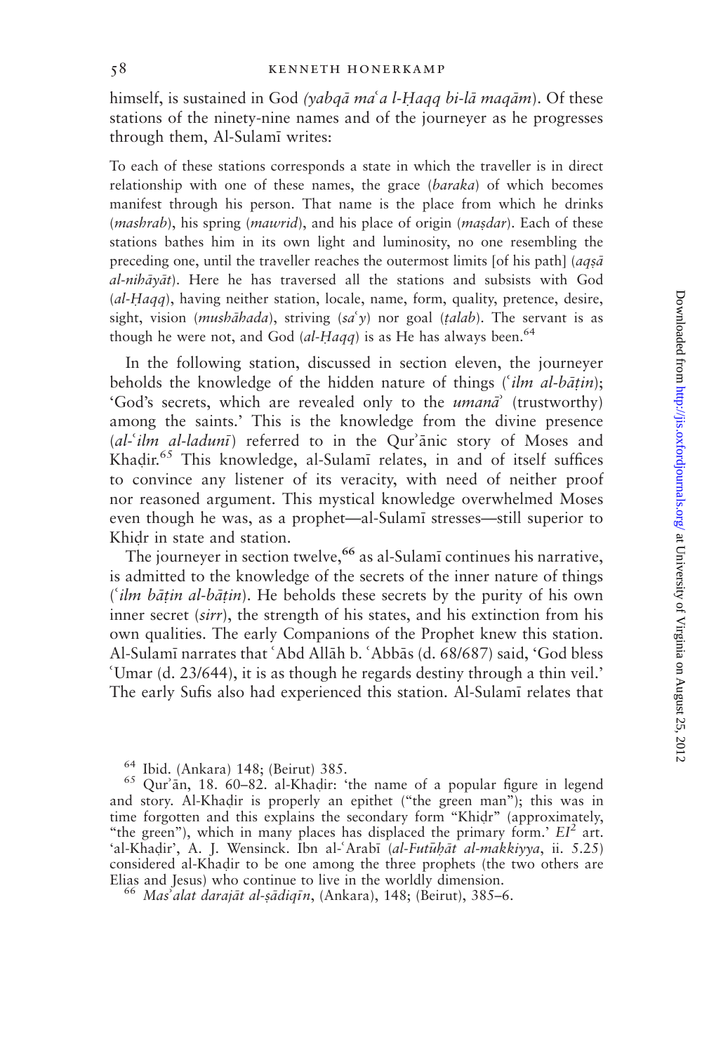himself, is sustained in God *(yabqā maʿa l-Ḥaqq bi-lā maqām)*. Of these stations of the ninety-nine names and of the journeyer as he progresses through them, Al-Sulamī writes:

> To each of these stations corresponds a state in which the traveller is in direct relationship with one of these names, the grace (*baraka*) of which becomes manifest through his person. That name is the place from which he drinks (*mashrab*), his spring (*mawrid*), and his place of origin (*maṣdar*). Each of these stations bathes him in its own light and luminosity, no one resembling the preceding one, until the traveller reaches the outermost limits [of his path] (*aqṣā al-nihāyāt*). Here he has traversed all the stations and subsists with God (*al-Ḥaqq*), having neither station, locale, name, form, quality, pretence, desire, sight, vision (*mushāhada*), striving (*saʿy*) nor goal (*ṭalab*). The servant is as though he were not, and God (*al-Ḥaqq*) is as He has always been.[64]

In the following station, discussed in section eleven, the journeyer beholds the knowledge of the hidden nature of things (*ʿilm al-bāṭin*); 'God's secrets, which are revealed only to the *umanāʾ* (trustworthy) among the saints.' This is the knowledge from the divine presence (*al-ʿilm al-ladunī*) referred to in the Qurʾānic story of Moses and Khaḍir.[65] This knowledge, al-Sulamī relates, in and of itself suffices to convince any listener of its veracity, with need of neither proof nor reasoned argument. This mystical knowledge overwhelmed Moses even though he was, as a prophet—al-Sulamī stresses—still superior to Khiḍr in state and station.

The journeyer in section twelve,[66] as al-Sulamī continues his narrative, is admitted to the knowledge of the secrets of the inner nature of things (*ʿilm bāṭin al-bāṭin*). He beholds these secrets by the purity of his own inner secret (*sirr*), the strength of his states, and his extinction from his own qualities. The early Companions of the Prophet knew this station. Al-Sulamī narrates that ʿAbd Allāh b. ʿAbbās (d. 68/687) said, 'God bless ʿUmar (d. 23/644), it is as though he regards destiny through a thin veil.' The early Sufis also had experienced this station. Al-Sulamī relates that

---

[64] Ibid. (Ankara) 148; (Beirut) 385.

[65] Qurʾān, 18. 60–82. al-Khaḍir: 'the name of a popular figure in legend and story. Al-Khaḍir is properly an epithet ("the green man"); this was in time forgotten and this explains the secondary form "Khiḍr" (approximately, "the green"), which in many places has displaced the primary form.' *EI*[2] art. 'al-Khaḍir', A. J. Wensinck. Ibn al-ʿArabī (*al-Futūḥāt al-makkiyya*, ii. 5.25) considered al-Khaḍir to be one among the three prophets (the two others are Elias and Jesus) who continue to live in the worldly dimension.

[66] *Masʾalat darajāt al-ṣādiqīn*, (Ankara), 148; (Beirut), 385–6.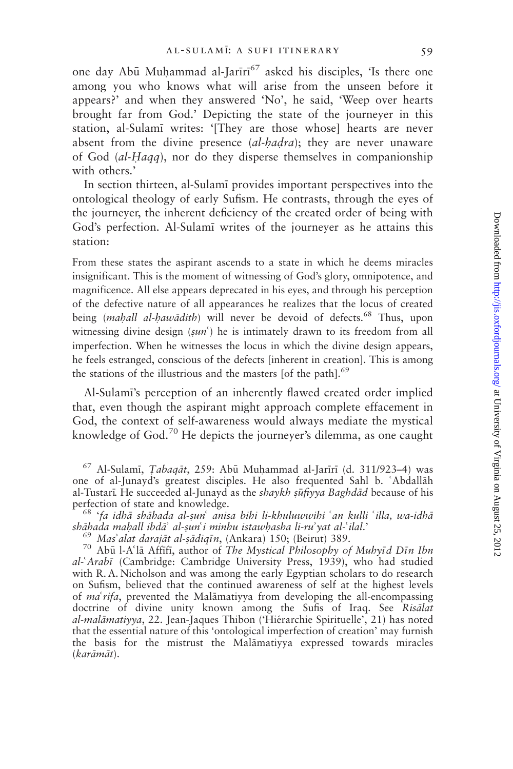one day Abū Muḥammad al-Jarīrī[67] asked his disciples, 'Is there one among you who knows what will arise from the unseen before it appears?' and when they answered 'No', he said, 'Weep over hearts brought far from God.' Depicting the state of the journeyer in this station, al-Sulamī writes: '[They are those whose] hearts are never absent from the divine presence (*al-ḥaḍra*); they are never unaware of God (*al-Ḥaqq*), nor do they disperse themselves in companionship with others.'

In section thirteen, al-Sulamī provides important perspectives into the ontological theology of early Sufism. He contrasts, through the eyes of the journeyer, the inherent deficiency of the created order of being with God's perfection. Al-Sulamī writes of the journeyer as he attains this station:

From these states the aspirant ascends to a state in which he deems miracles insignificant. This is the moment of witnessing of God's glory, omnipotence, and magnificence. All else appears deprecated in his eyes, and through his perception of the defective nature of all appearances he realizes that the locus of created being (*maḥall al-ḥawādith*) will never be devoid of defects.[68] Thus, upon witnessing divine design (*ṣunʿ*) he is intimately drawn to its freedom from all imperfection. When he witnesses the locus in which the divine design appears, he feels estranged, conscious of the defects [inherent in creation]. This is among the stations of the illustrious and the masters [of the path].[69]

Al-Sulamī's perception of an inherently flawed created order implied that, even though the aspirant might approach complete effacement in God, the context of self-awareness would always mediate the mystical knowledge of God.[70] He depicts the journeyer's dilemma, as one caught

---

[67] Al-Sulamī, *Ṭabaqāt*, 259: Abū Muḥammad al-Jarīrī (d. 311/923–4) was one of al-Junayd's greatest disciples. He also frequented Sahl b. ʿAbdallāh al-Tustarī. He succeeded al-Junayd as the *shaykh ṣūfiyya Baghdād* because of his perfection of state and knowledge.

[68] '*fa idhā shāhada al-ṣunʿ anisa bihi li-khuluwwihi ʿan kulli ʿilla, wa-idhā shāhada maḥall ibdāʾ al-ṣunʿi minhu istawḥasha li-ruʾyat al-ʿilal.*'

[69] *Masʾalat darajāt al-ṣādiqīn*, (Ankara) 150; (Beirut) 389.

[70] Abū l-Aʿlā Affīfī, author of *The Mystical Philosophy of Muhyīd Dīn Ibn al-ʿArabī* (Cambridge: Cambridge University Press, 1939), who had studied with R. A. Nicholson and was among the early Egyptian scholars to do research on Sufism, believed that the continued awareness of self at the highest levels of *maʿrifa*, prevented the Malāmatiyya from developing the all-encompassing doctrine of divine unity known among the Sufis of Iraq. See *Risālat al-malāmatiyya*, 22. Jean-Jaques Thibon ('Hiérarchie Spirituelle', 21) has noted that the essential nature of this 'ontological imperfection of creation' may furnish the basis for the mistrust the Malāmatiyya expressed towards miracles (*karāmāt*).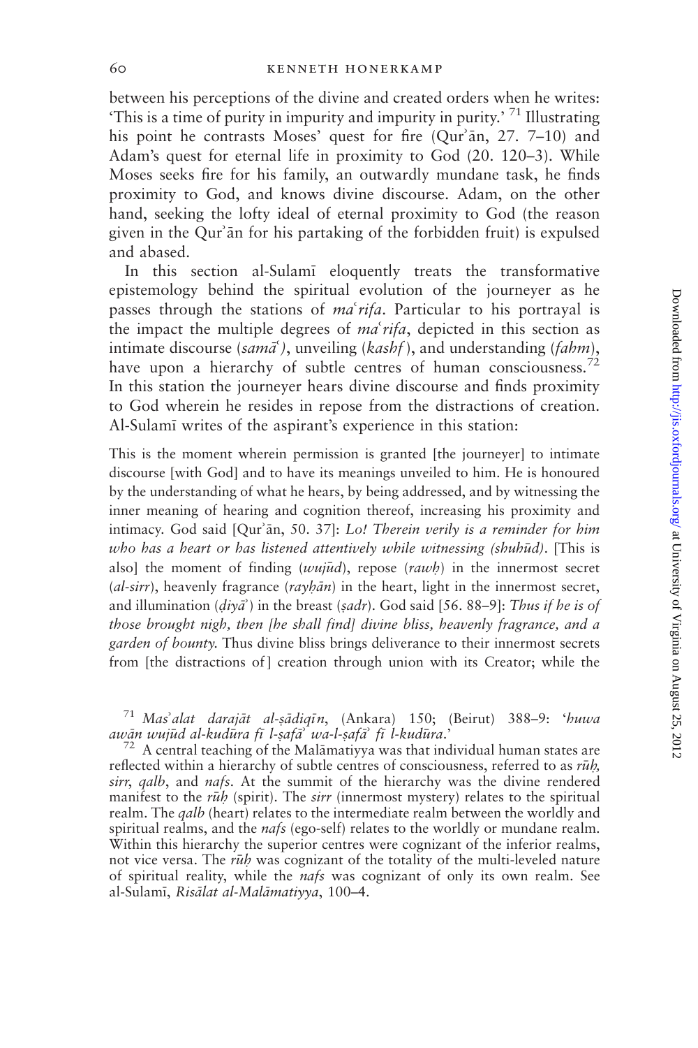between his perceptions of the divine and created orders when he writes: 'This is a time of purity in impurity and impurity in purity.' [71] Illustrating his point he contrasts Moses' quest for fire (Qurʾān, 27. 7–10) and Adam's quest for eternal life in proximity to God (20. 120–3). While Moses seeks fire for his family, an outwardly mundane task, he finds proximity to God, and knows divine discourse. Adam, on the other hand, seeking the lofty ideal of eternal proximity to God (the reason given in the Qurʾān for his partaking of the forbidden fruit) is expulsed and abased.

In this section al-Sulamī eloquently treats the transformative epistemology behind the spiritual evolution of the journeyer as he passes through the stations of *maʿrifa*. Particular to his portrayal is the impact the multiple degrees of *maʿrifa*, depicted in this section as intimate discourse (*samāʿ*), unveiling (*kashf*), and understanding (*fahm*), have upon a hierarchy of subtle centres of human consciousness.[72] In this station the journeyer hears divine discourse and finds proximity to God wherein he resides in repose from the distractions of creation. Al-Sulamī writes of the aspirant's experience in this station:

> This is the moment wherein permission is granted [the journeyer] to intimate discourse [with God] and to have its meanings unveiled to him. He is honoured by the understanding of what he hears, by being addressed, and by witnessing the inner meaning of hearing and cognition thereof, increasing his proximity and intimacy. God said [Qurʾān, 50. 37]: *Lo! Therein verily is a reminder for him who has a heart or has listened attentively while witnessing (shuhūd)*. [This is also] the moment of finding (*wujūd*), repose (*rawḥ*) in the innermost secret (*al-sirr*), heavenly fragrance (*rayḥān*) in the heart, light in the innermost secret, and illumination (*ḍiyāʾ*) in the breast (*ṣadr*). God said [56. 88–9]: *Thus if he is of those brought nigh, then [he shall find] divine bliss, heavenly fragrance, and a garden of bounty.* Thus divine bliss brings deliverance to their innermost secrets from [the distractions of] creation through union with its Creator; while the

[71] *Masʾalat darajāt al-ṣādiqīn*, (Ankara) 150; (Beirut) 388–9: '*huwa awān wujūd al-kudūra fī l-ṣafāʾ wa-l-ṣafāʾ fī l-kudūra*.'

[72] A central teaching of the Malāmatiyya was that individual human states are reflected within a hierarchy of subtle centres of consciousness, referred to as *rūḥ*, *sirr*, *qalb*, and *nafs*. At the summit of the hierarchy was the divine rendered manifest to the *rūḥ* (spirit). The *sirr* (innermost mystery) relates to the spiritual realm. The *qalb* (heart) relates to the intermediate realm between the worldly and spiritual realms, and the *nafs* (ego-self) relates to the worldly or mundane realm. Within this hierarchy the superior centres were cognizant of the inferior realms, not vice versa. The *rūḥ* was cognizant of the totality of the multi-leveled nature of spiritual reality, while the *nafs* was cognizant of only its own realm. See al-Sulamī, *Risālat al-Malāmatiyya*, 100–4.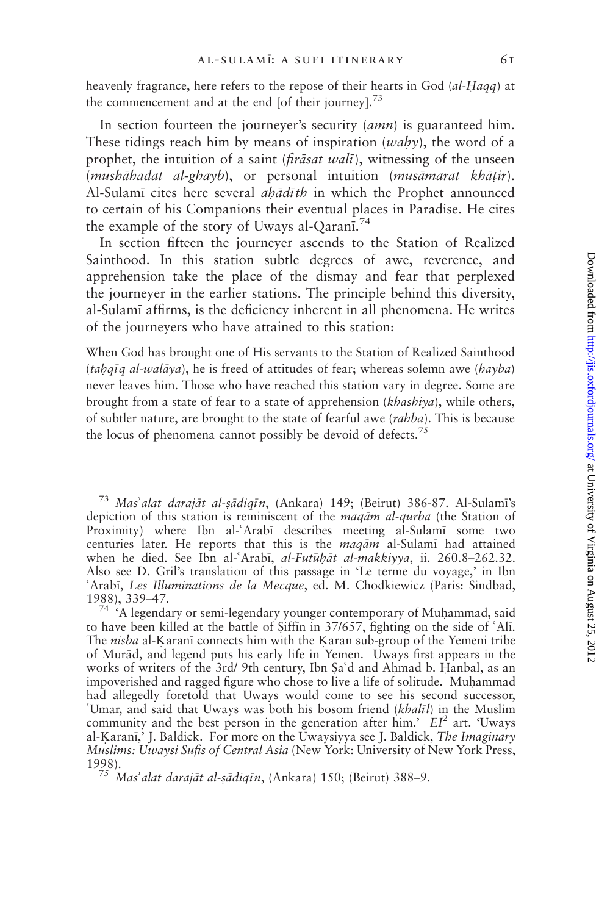heavenly fragrance, here refers to the repose of their hearts in God (*al-Ḥaqq*) at the commencement and at the end [of their journey].[73]

In section fourteen the journeyer's security (*amn*) is guaranteed him. These tidings reach him by means of inspiration (*waḥy*), the word of a prophet, the intuition of a saint (*firāsat walī*), witnessing of the unseen (*mushāhadat al-ghayb*), or personal intuition (*musāmarat khāṭir*). Al-Sulamī cites here several *aḥādīth* in which the Prophet announced to certain of his Companions their eventual places in Paradise. He cites the example of the story of Uways al-Qaranī.[74]

In section fifteen the journeyer ascends to the Station of Realized Sainthood. In this station subtle degrees of awe, reverence, and apprehension take the place of the dismay and fear that perplexed the journeyer in the earlier stations. The principle behind this diversity, al-Sulamī affirms, is the deficiency inherent in all phenomena. He writes of the journeyers who have attained to this station:

> When God has brought one of His servants to the Station of Realized Sainthood (*taḥqīq al-walāya*), he is freed of attitudes of fear; whereas solemn awe (*hayba*) never leaves him. Those who have reached this station vary in degree. Some are brought from a state of fear to a state of apprehension (*khashiya*), while others, of subtler nature, are brought to the state of fearful awe (*rahba*). This is because the locus of phenomena cannot possibly be devoid of defects.[75]

---

[73] *Masʾalat darajāt al-ṣādiqīn*, (Ankara) 149; (Beirut) 386-87. Al-Sulamī's depiction of this station is reminiscent of the *maqām al-qurba* (the Station of Proximity) where Ibn al-ʿArabī describes meeting al-Sulamī some two centuries later. He reports that this is the *maqām* al-Sulamī had attained when he died. See Ibn al-ʿArabī, *al-Futūḥāt al-makkiyya*, ii. 260.8–262.32. Also see D. Gril's translation of this passage in 'Le terme du voyage,' in Ibn ʿArabī, *Les Illuminations de la Mecque*, ed. M. Chodkiewicz (Paris: Sindbad, 1988), 339–47.

[74] 'A legendary or semi-legendary younger contemporary of Muḥammad, said to have been killed at the battle of Ṣiffīn in 37/657, fighting on the side of ʿAlī. The *nisba* al-Ḳaranī connects him with the Ḳaran sub-group of the Yemeni tribe of Murād, and legend puts his early life in Yemen. Uways first appears in the works of writers of the 3rd/ 9th century, Ibn Saʿd and Aḥmad b. Ḥanbal, as an impoverished and ragged figure who chose to live a life of solitude. Muḥammad had allegedly foretold that Uways would come to see his second successor, ʿUmar, and said that Uways was both his bosom friend (*khalīl*) in the Muslim community and the best person in the generation after him.' $EI^2$ art. 'Uways al-Ḳaranī,' J. Baldick. For more on the Uwaysiyya see J. Baldick, *The Imaginary Muslims: Uwaysi Sufis of Central Asia* (New York: University of New York Press, 1998).

[75] *Masʾalat darajāt al-ṣādiqīn*, (Ankara) 150; (Beirut) 388–9.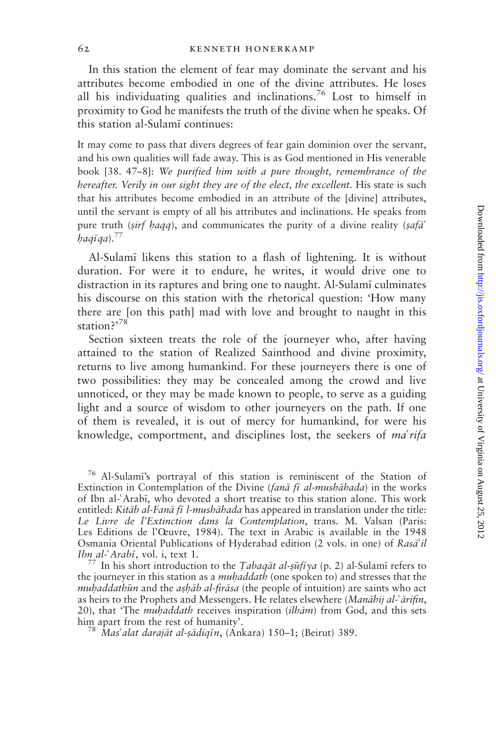In this station the element of fear may dominate the servant and his attributes become embodied in one of the divine attributes. He loses all his individuating qualities and inclinations.[76] Lost to himself in proximity to God he manifests the truth of the divine when he speaks. Of this station al-Sulamī continues:

> It may come to pass that divers degrees of fear gain dominion over the servant, and his own qualities will fade away. This is as God mentioned in His venerable book [38. 47–8]: *We purified him with a pure thought, remembrance of the hereafter. Verily in our sight they are of the elect, the excellent.* His state is such that his attributes become embodied in an attribute of the [divine] attributes, until the servant is empty of all his attributes and inclinations. He speaks from pure truth (*ṣirf ḥaqq*), and communicates the purity of a divine reality (*ṣafāʾ ḥaqīqa*).[77]

Al-Sulamī likens this station to a flash of lightening. It is without duration. For were it to endure, he writes, it would drive one to distraction in its raptures and bring one to naught. Al-Sulamī culminates his discourse on this station with the rhetorical question: 'How many there are [on this path] mad with love and brought to naught in this station?'[78]

Section sixteen treats the role of the journeyer who, after having attained to the station of Realized Sainthood and divine proximity, returns to live among humankind. For these journeyers there is one of two possibilities: they may be concealed among the crowd and live unnoticed, or they may be made known to people, to serve as a guiding light and a source of wisdom to other journeyers on the path. If one of them is revealed, it is out of mercy for humankind, for were his knowledge, comportment, and disciplines lost, the seekers of *maʿrifa*

---

[76] Al-Sulamī's portrayal of this station is reminiscent of the Station of Extinction in Contemplation of the Divine (*fanā fī al-mushāhada*) in the works of Ibn al-ʿArabī, who devoted a short treatise to this station alone. This work entitled: *Kitāb al-Fanā fī l-mushāhada* has appeared in translation under the title: *Le Livre de l'Extinction dans la Contemplation*, trans. M. Valsan (Paris: Les Editions de l'Œuvre, 1984). The text in Arabic is available in the 1948 Osmania Oriental Publications of Hyderabad edition (2 vols. in one) of *Rasāʾil Ibn al-ʿArabī*, vol. i, text 1.

[77] In his short introduction to the *Ṭabaqāt al-ṣūfīya* (p. 2) al-Sulamī refers to the journeyer in this station as a *muḥaddath* (one spoken to) and stresses that the *muḥaddathūn* and the *aṣḥāb al-firāsa* (the people of intuition) are saints who act as heirs to the Prophets and Messengers. He relates elsewhere (*Manāhij al-ʿārifin*, 20), that 'The *muḥaddath* receives inspiration (*ilhām*) from God, and this sets him apart from the rest of humanity'.

[78] *Masʾalat darajāt al-ṣādiqīn*, (Ankara) 150–1; (Beirut) 389.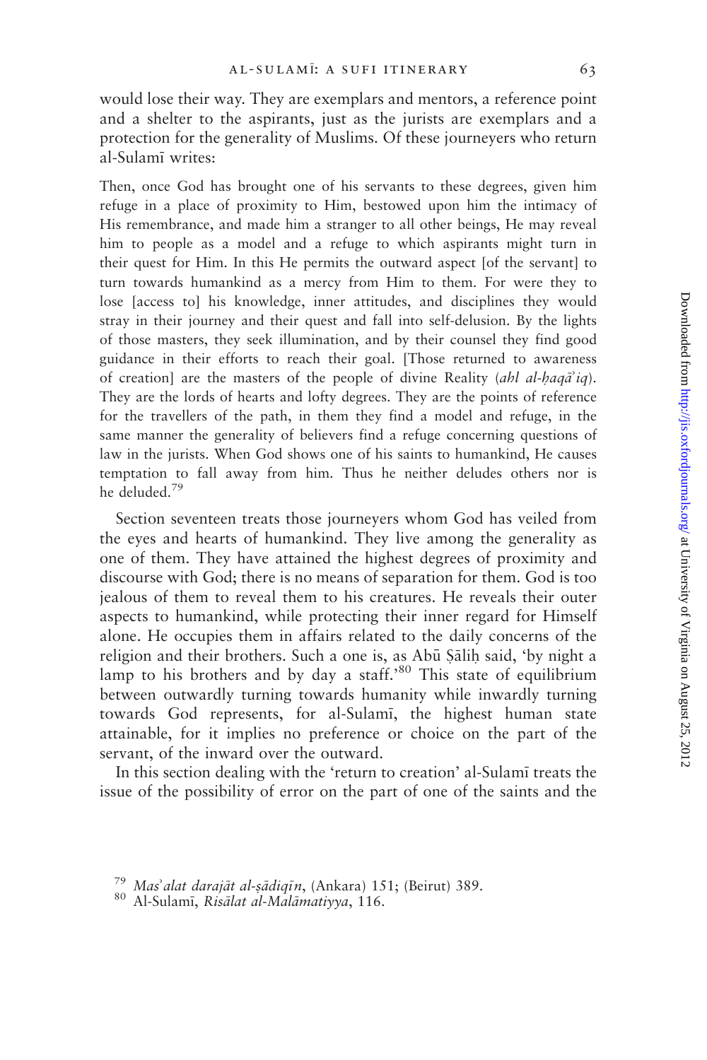would lose their way. They are exemplars and mentors, a reference point and a shelter to the aspirants, just as the jurists are exemplars and a protection for the generality of Muslims. Of these journeyers who return al-Sulamī writes:

> Then, once God has brought one of his servants to these degrees, given him refuge in a place of proximity to Him, bestowed upon him the intimacy of His remembrance, and made him a stranger to all other beings, He may reveal him to people as a model and a refuge to which aspirants might turn in their quest for Him. In this He permits the outward aspect [of the servant] to turn towards humankind as a mercy from Him to them. For were they to lose [access to] his knowledge, inner attitudes, and disciplines they would stray in their journey and their quest and fall into self-delusion. By the lights of those masters, they seek illumination, and by their counsel they find good guidance in their efforts to reach their goal. [Those returned to awareness of creation] are the masters of the people of divine Reality (*ahl al-ḥaqā᾿iq*). They are the lords of hearts and lofty degrees. They are the points of reference for the travellers of the path, in them they find a model and refuge, in the same manner the generality of believers find a refuge concerning questions of law in the jurists. When God shows one of his saints to humankind, He causes temptation to fall away from him. Thus he neither deludes others nor is he deluded.[79]

Section seventeen treats those journeyers whom God has veiled from the eyes and hearts of humankind. They live among the generality as one of them. They have attained the highest degrees of proximity and discourse with God; there is no means of separation for them. God is too jealous of them to reveal them to his creatures. He reveals their outer aspects to humankind, while protecting their inner regard for Himself alone. He occupies them in affairs related to the daily concerns of the religion and their brothers. Such a one is, as Abū Ṣāliḥ said, 'by night a lamp to his brothers and by day a staff.'[80] This state of equilibrium between outwardly turning towards humanity while inwardly turning towards God represents, for al-Sulamī, the highest human state attainable, for it implies no preference or choice on the part of the servant, of the inward over the outward.

In this section dealing with the 'return to creation' al-Sulamī treats the issue of the possibility of error on the part of one of the saints and the

---

[79] *Mas᾿alat darajāt al-ṣādiqīn*, (Ankara) 151; (Beirut) 389.

[80] Al-Sulamī, *Risālat al-Malāmatiyya*, 116.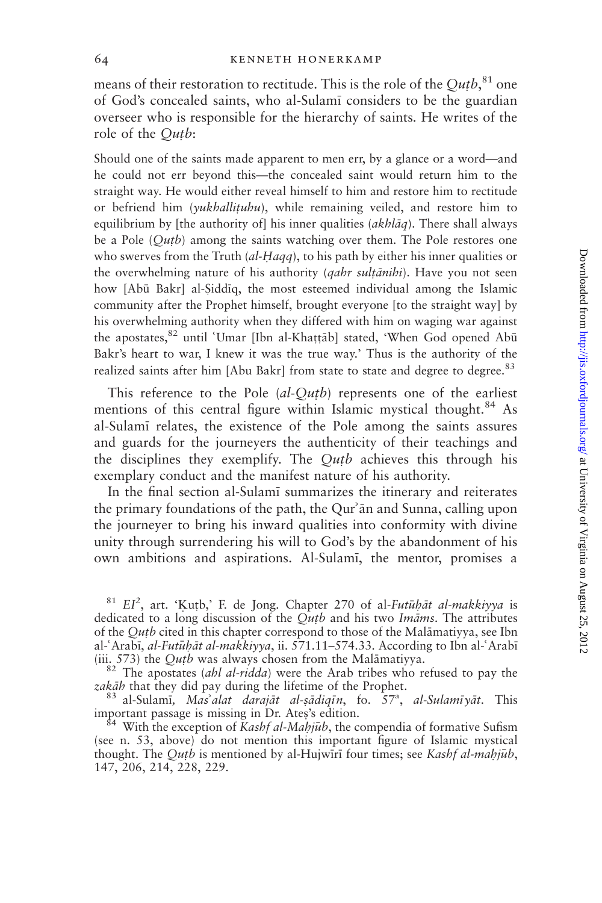means of their restoration to rectitude. This is the role of the *Quṭb*,[81] one of God's concealed saints, who al-Sulamī considers to be the guardian overseer who is responsible for the hierarchy of saints. He writes of the role of the *Quṭb*:

> Should one of the saints made apparent to men err, by a glance or a word—and he could not err beyond this—the concealed saint would return him to the straight way. He would either reveal himself to him and restore him to rectitude or befriend him (*yukhalliṭuhu*), while remaining veiled, and restore him to equilibrium by [the authority of] his inner qualities (*akhlāq*). There shall always be a Pole (*Quṭb*) among the saints watching over them. The Pole restores one who swerves from the Truth (*al-Ḥaqq*), to his path by either his inner qualities or the overwhelming nature of his authority (*qahr sulṭānihi*). Have you not seen how [Abū Bakr] al-Ṣiddīq, the most esteemed individual among the Islamic community after the Prophet himself, brought everyone [to the straight way] by his overwhelming authority when they differed with him on waging war against the apostates,[82] until ʿUmar [Ibn al-Khaṭṭāb] stated, 'When God opened Abū Bakr's heart to war, I knew it was the true way.' Thus is the authority of the realized saints after him [Abu Bakr] from state to state and degree to degree.[83]

This reference to the Pole (*al-Quṭb*) represents one of the earliest mentions of this central figure within Islamic mystical thought.[84] As al-Sulamī relates, the existence of the Pole among the saints assures and guards for the journeyers the authenticity of their teachings and the disciplines they exemplify. The *Quṭb* achieves this through his exemplary conduct and the manifest nature of his authority.

In the final section al-Sulamī summarizes the itinerary and reiterates the primary foundations of the path, the Qurʾān and Sunna, calling upon the journeyer to bring his inward qualities into conformity with divine unity through surrendering his will to God's by the abandonment of his own ambitions and aspirations. Al-Sulamī, the mentor, promises a

---

[81] *EI*[2], art. 'Ḳuṭb,' F. de Jong. Chapter 270 of al-*Futūḥāt al-makkiyya* is dedicated to a long discussion of the *Quṭb* and his two *Imāms*. The attributes of the *Quṭb* cited in this chapter correspond to those of the Malāmatiyya, see Ibn al-ʿArabī, *al-Futūḥāt al-makkiyya*, ii. 571.11–574.33. According to Ibn al-ʿArabī (iii. 573) the *Quṭb* was always chosen from the Malāmatiyya.

[82] The apostates (*ahl al-ridda*) were the Arab tribes who refused to pay the *zakāh* that they did pay during the lifetime of the Prophet.

[83] al-Sulamī, *Masʾalat darajāt al-ṣādiqīn*, fo. 57[a], *al-Sulamīyāt*. This important passage is missing in Dr. Ateş's edition.

[84] With the exception of *Kashf al-Maḥjūb*, the compendia of formative Sufism (see n. 53, above) do not mention this important figure of Islamic mystical thought. The *Quṭb* is mentioned by al-Hujwīrī four times; see *Kashf al-maḥjūb*, 147, 206, 214, 228, 229.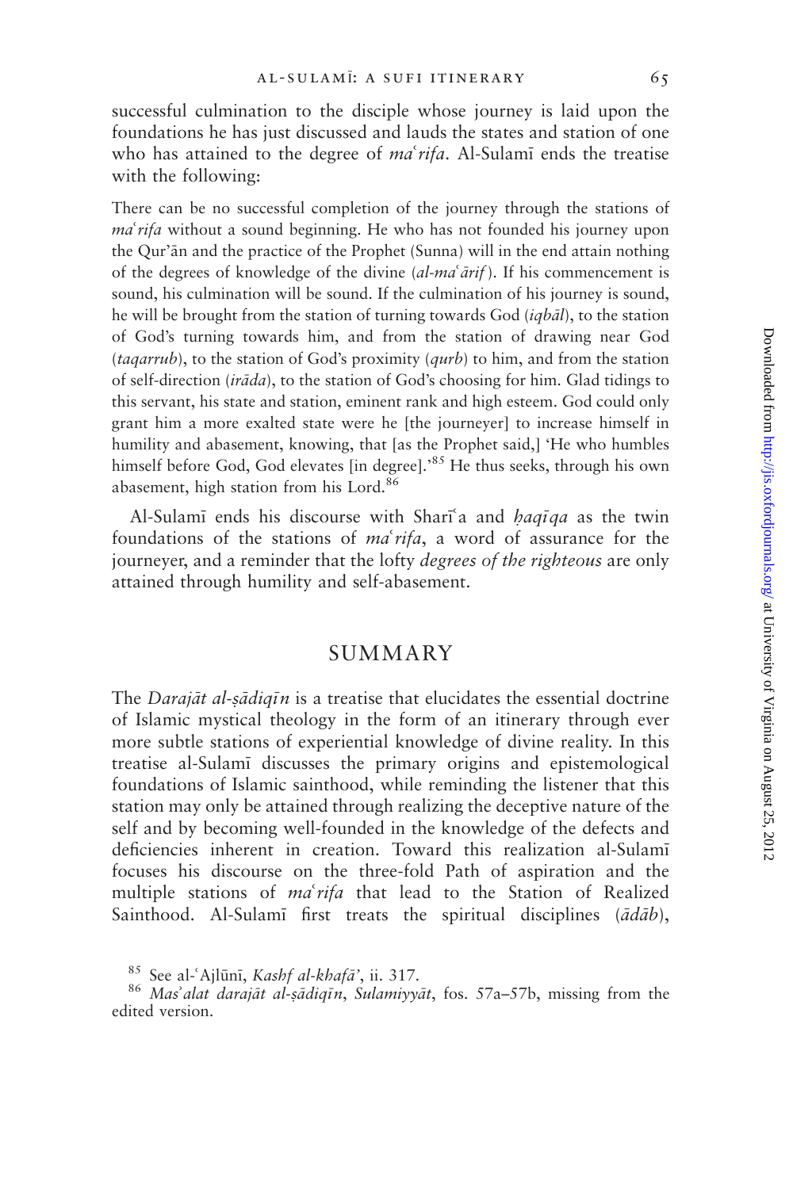successful culmination to the disciple whose journey is laid upon the foundations he has just discussed and lauds the states and station of one who has attained to the degree of *maʿrifa*. Al-Sulamī ends the treatise with the following:

There can be no successful completion of the journey through the stations of *maʿrifa* without a sound beginning. He who has not founded his journey upon the Qur'ān and the practice of the Prophet (Sunna) will in the end attain nothing of the degrees of knowledge of the divine (*al-maʿārif*). If his commencement is sound, his culmination will be sound. If the culmination of his journey is sound, he will be brought from the station of turning towards God (*iqbāl*), to the station of God's turning towards him, and from the station of drawing near God (*taqarrub*), to the station of God's proximity (*qurb*) to him, and from the station of self-direction (*irāda*), to the station of God's choosing for him. Glad tidings to this servant, his state and station, eminent rank and high esteem. God could only grant him a more exalted state were he [the journeyer] to increase himself in humility and abasement, knowing, that [as the Prophet said,] 'He who humbles himself before God, God elevates [in degree].'[85] He thus seeks, through his own abasement, high station from his Lord.[86]

Al-Sulamī ends his discourse with Sharīʿa and *ḥaqīqa* as the twin foundations of the stations of *maʿrifa*, a word of assurance for the journeyer, and a reminder that the lofty *degrees of the righteous* are only attained through humility and self-abasement.

## SUMMARY

The *Darajāt al-ṣādiqīn* is a treatise that elucidates the essential doctrine of Islamic mystical theology in the form of an itinerary through ever more subtle stations of experiential knowledge of divine reality. In this treatise al-Sulamī discusses the primary origins and epistemological foundations of Islamic sainthood, while reminding the listener that this station may only be attained through realizing the deceptive nature of the self and by becoming well-founded in the knowledge of the defects and deficiencies inherent in creation. Toward this realization al-Sulamī focuses his discourse on the three-fold Path of aspiration and the multiple stations of *maʿrifa* that lead to the Station of Realized Sainthood. Al-Sulamī first treats the spiritual disciplines (*ādāb*),

[85] See al-ʿAjlūnī, *Kashf al-khafā'*, ii. 317.

[86] *Masʾalat darajāt al-ṣādiqīn*, *Sulamiyyāt*, fos. 57a–57b, missing from the edited version.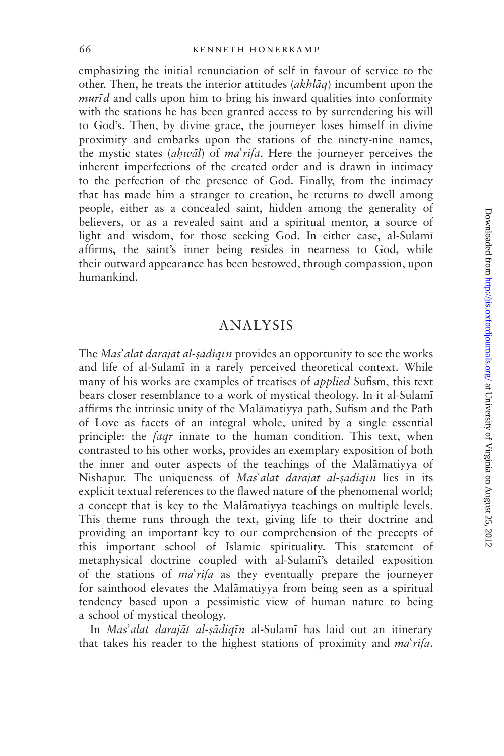emphasizing the initial renunciation of self in favour of service to the other. Then, he treats the interior attitudes (*akhlāq*) incumbent upon the *murīd* and calls upon him to bring his inward qualities into conformity with the stations he has been granted access to by surrendering his will to God's. Then, by divine grace, the journeyer loses himself in divine proximity and embarks upon the stations of the ninety-nine names, the mystic states (*aḥwāl*) of *maʿrifa*. Here the journeyer perceives the inherent imperfections of the created order and is drawn in intimacy to the perfection of the presence of God. Finally, from the intimacy that has made him a stranger to creation, he returns to dwell among people, either as a concealed saint, hidden among the generality of believers, or as a revealed saint and a spiritual mentor, a source of light and wisdom, for those seeking God. In either case, al-Sulamī affirms, the saint's inner being resides in nearness to God, while their outward appearance has been bestowed, through compassion, upon humankind.

## ANALYSIS

The *Masʾalat darajāt al-ṣādiqīn* provides an opportunity to see the works and life of al-Sulamī in a rarely perceived theoretical context. While many of his works are examples of treatises of *applied* Sufism, this text bears closer resemblance to a work of mystical theology. In it al-Sulamī affirms the intrinsic unity of the Malāmatiyya path, Sufism and the Path of Love as facets of an integral whole, united by a single essential principle: the *faqr* innate to the human condition. This text, when contrasted to his other works, provides an exemplary exposition of both the inner and outer aspects of the teachings of the Malāmatiyya of Nishapur. The uniqueness of *Masʾalat darajāt al-ṣādiqīn* lies in its explicit textual references to the flawed nature of the phenomenal world; a concept that is key to the Malāmatiyya teachings on multiple levels. This theme runs through the text, giving life to their doctrine and providing an important key to our comprehension of the precepts of this important school of Islamic spirituality. This statement of metaphysical doctrine coupled with al-Sulamī's detailed exposition of the stations of *maʿrifa* as they eventually prepare the journeyer for sainthood elevates the Malāmatiyya from being seen as a spiritual tendency based upon a pessimistic view of human nature to being a school of mystical theology.

In *Masʾalat darajāt al-ṣādiqīn* al-Sulamī has laid out an itinerary that takes his reader to the highest stations of proximity and *maʿrifa*.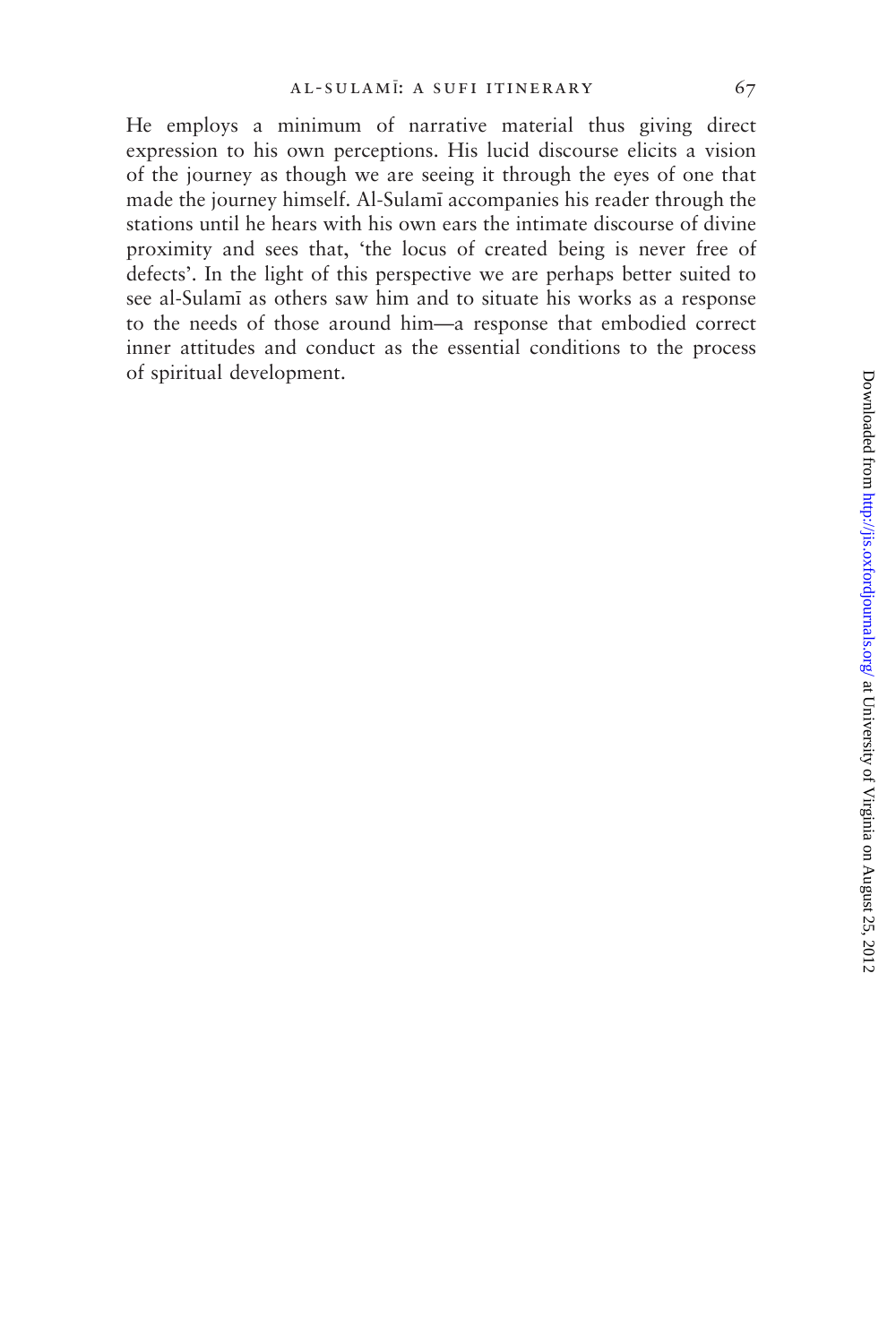He employs a minimum of narrative material thus giving direct expression to his own perceptions. His lucid discourse elicits a vision of the journey as though we are seeing it through the eyes of one that made the journey himself. Al-Sulamī accompanies his reader through the stations until he hears with his own ears the intimate discourse of divine proximity and sees that, 'the locus of created being is never free of defects'. In the light of this perspective we are perhaps better suited to see al-Sulamī as others saw him and to situate his works as a response to the needs of those around him—a response that embodied correct inner attitudes and conduct as the essential conditions to the process of spiritual development.